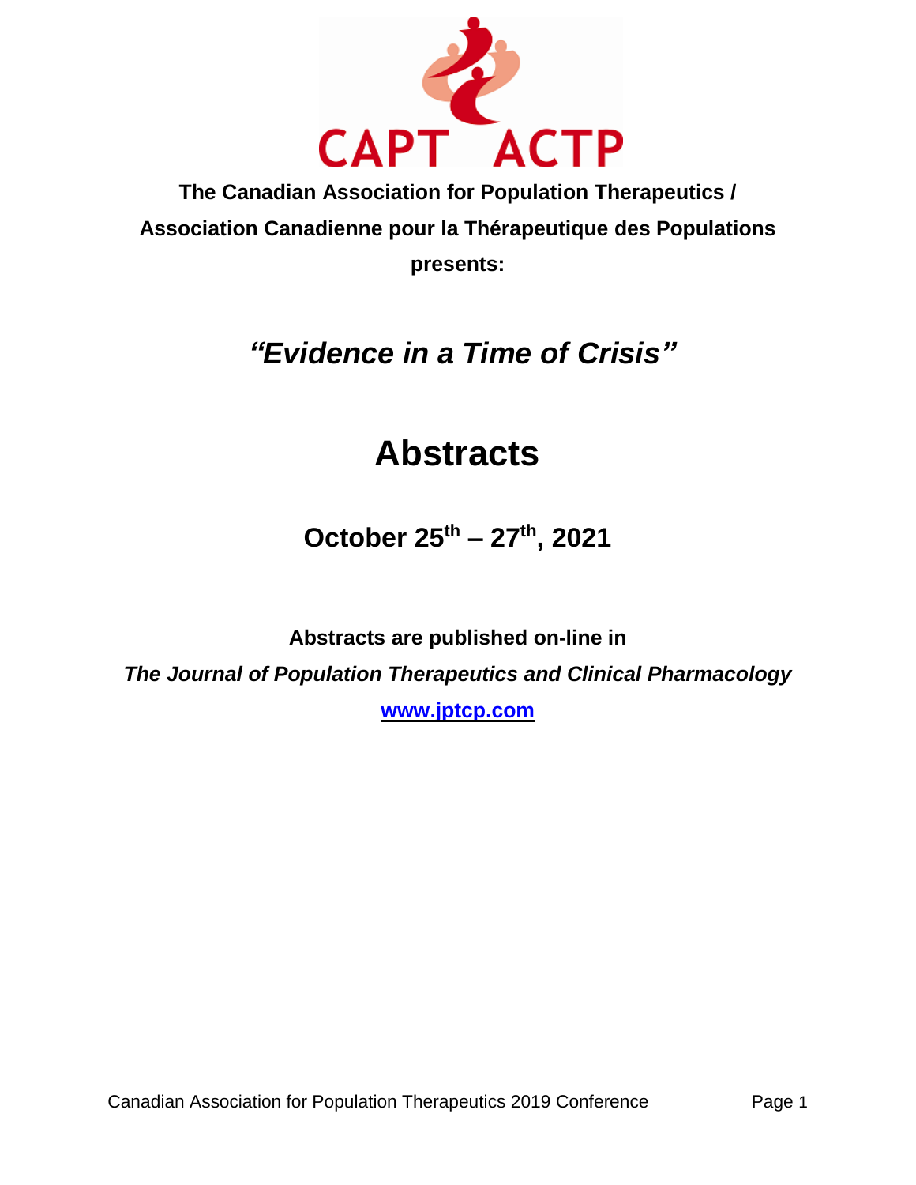CAPT ACTP

**The Canadian Association for Population Therapeutics /**

**Association Canadienne pour la Thérapeutique des Populations**

**presents:**

## *"Evidence in a Time of Crisis"*

# Abstracts

### October 25th – 27th, 2021

**Abstracts are published on-line in**

***The Journal of Population Therapeutics and Clinical Pharmacology***

**www.jptcp.com**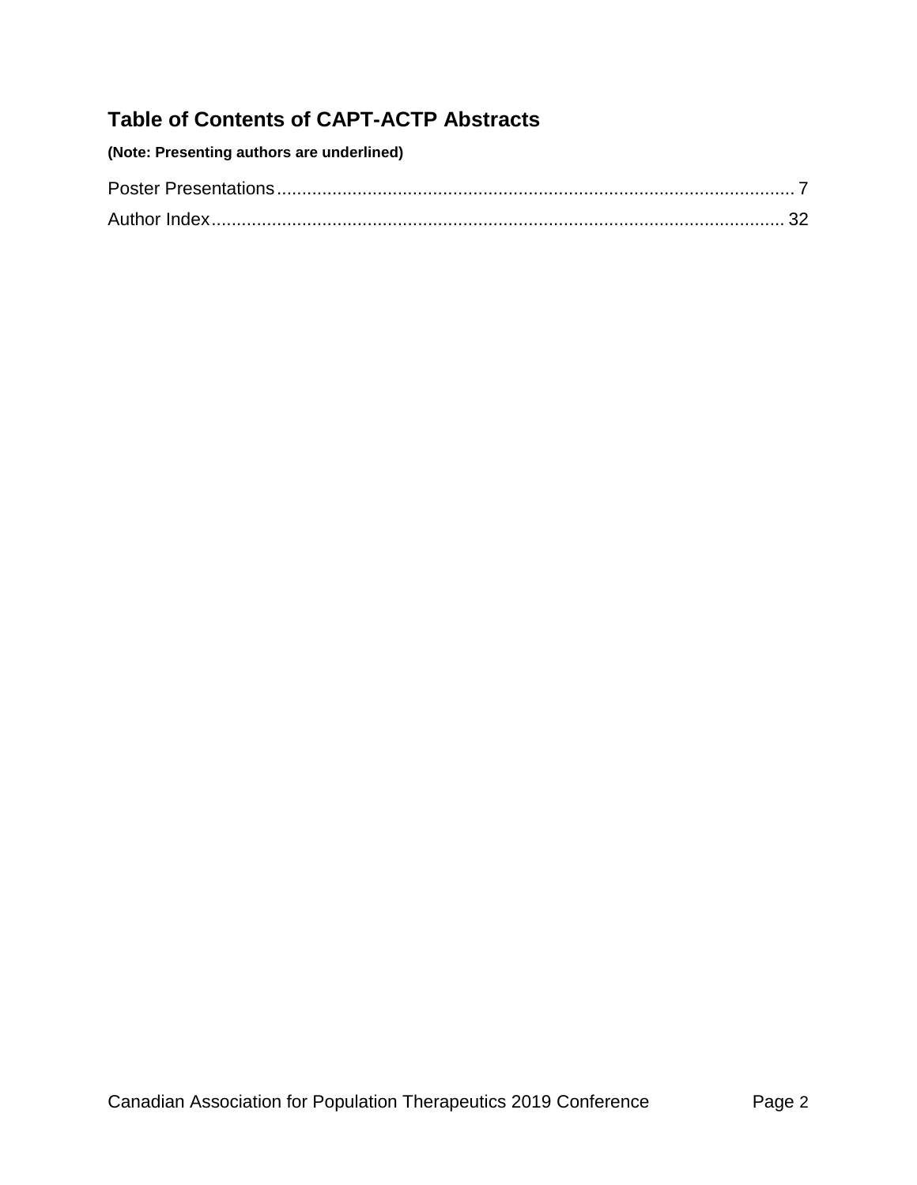# Table of Contents of CAPT-ACTP Abstracts

**(Note: Presenting authors are underlined)**

Poster Presentations ........................................................................................................ 7

Author Index ................................................................................................................. 32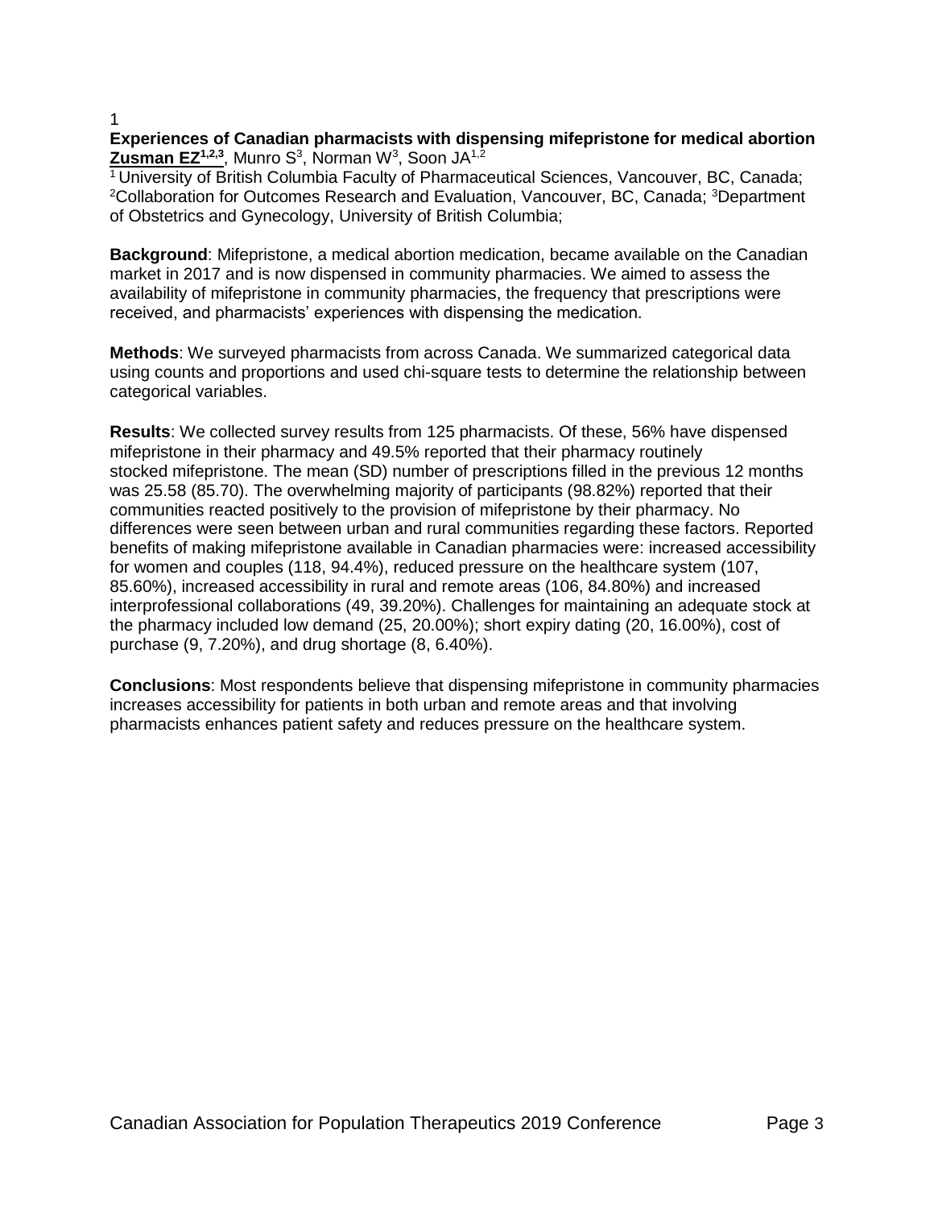1

**Experiences of Canadian pharmacists with dispensing mifepristone for medical abortion**

**Zusman EZ[1,2,3]**, Munro S[3], Norman W[3], Soon JA[1,2]

[1] University of British Columbia Faculty of Pharmaceutical Sciences, Vancouver, BC, Canada; [2]Collaboration for Outcomes Research and Evaluation, Vancouver, BC, Canada; [3]Department of Obstetrics and Gynecology, University of British Columbia;

**Background**: Mifepristone, a medical abortion medication, became available on the Canadian market in 2017 and is now dispensed in community pharmacies. We aimed to assess the availability of mifepristone in community pharmacies, the frequency that prescriptions were received, and pharmacists' experiences with dispensing the medication.

**Methods**: We surveyed pharmacists from across Canada. We summarized categorical data using counts and proportions and used chi-square tests to determine the relationship between categorical variables.

**Results**: We collected survey results from 125 pharmacists. Of these, 56% have dispensed mifepristone in their pharmacy and 49.5% reported that their pharmacy routinely stocked mifepristone. The mean (SD) number of prescriptions filled in the previous 12 months was 25.58 (85.70). The overwhelming majority of participants (98.82%) reported that their communities reacted positively to the provision of mifepristone by their pharmacy. No differences were seen between urban and rural communities regarding these factors. Reported benefits of making mifepristone available in Canadian pharmacies were: increased accessibility for women and couples (118, 94.4%), reduced pressure on the healthcare system (107, 85.60%), increased accessibility in rural and remote areas (106, 84.80%) and increased interprofessional collaborations (49, 39.20%). Challenges for maintaining an adequate stock at the pharmacy included low demand (25, 20.00%); short expiry dating (20, 16.00%), cost of purchase (9, 7.20%), and drug shortage (8, 6.40%).

**Conclusions**: Most respondents believe that dispensing mifepristone in community pharmacies increases accessibility for patients in both urban and remote areas and that involving pharmacists enhances patient safety and reduces pressure on the healthcare system.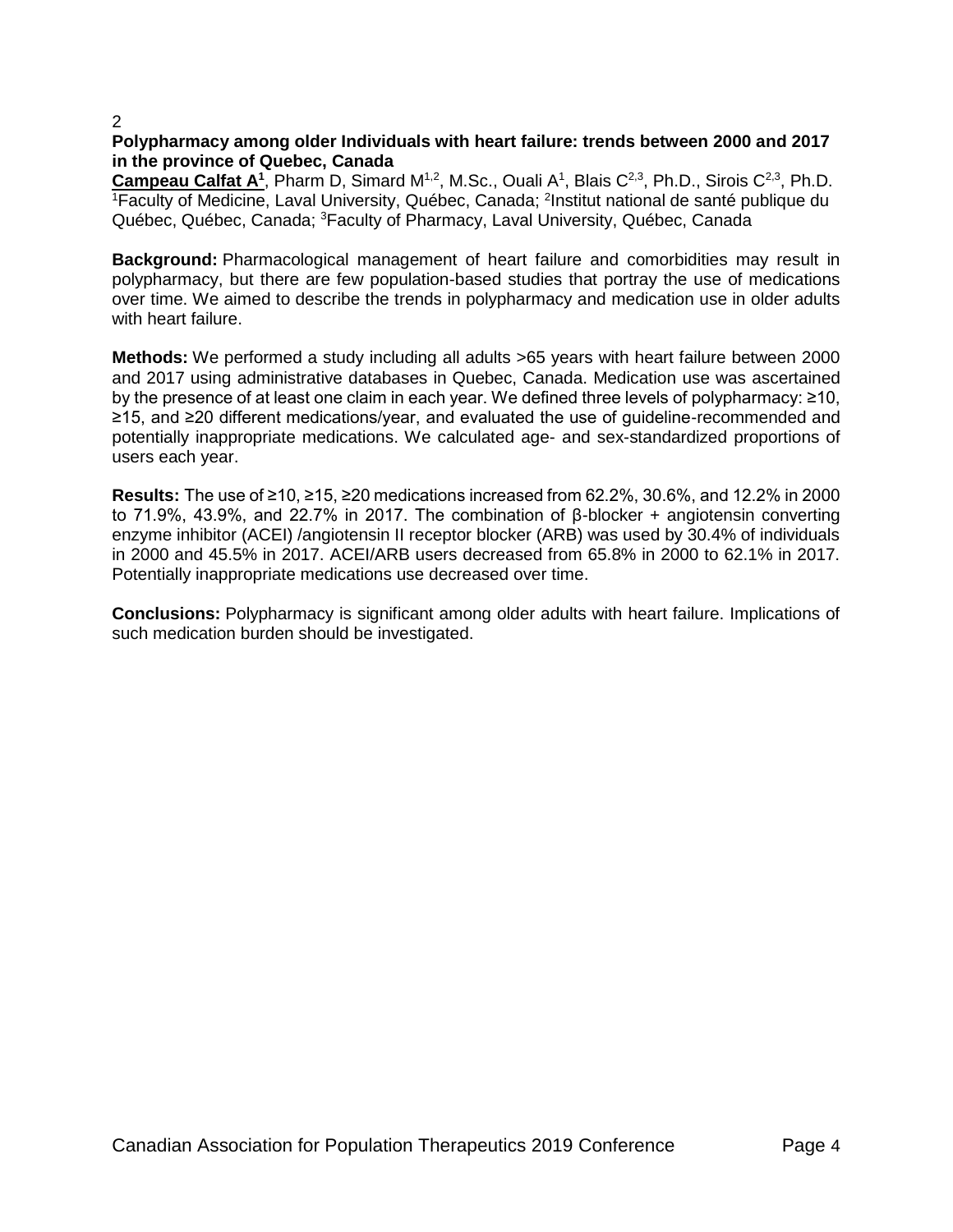2

**Polypharmacy among older Individuals with heart failure: trends between 2000 and 2017 in the province of Quebec, Canada**

**Campeau Calfat A[1]**, Pharm D, Simard M[1,2], M.Sc., Ouali A[1], Blais C[2,3], Ph.D., Sirois C[2,3], Ph.D.
[1]Faculty of Medicine, Laval University, Québec, Canada; [2]Institut national de santé publique du Québec, Québec, Canada; [3]Faculty of Pharmacy, Laval University, Québec, Canada

**Background:** Pharmacological management of heart failure and comorbidities may result in polypharmacy, but there are few population-based studies that portray the use of medications over time. We aimed to describe the trends in polypharmacy and medication use in older adults with heart failure.

**Methods:** We performed a study including all adults >65 years with heart failure between 2000 and 2017 using administrative databases in Quebec, Canada. Medication use was ascertained by the presence of at least one claim in each year. We defined three levels of polypharmacy: ≥10, ≥15, and ≥20 different medications/year, and evaluated the use of guideline-recommended and potentially inappropriate medications. We calculated age- and sex-standardized proportions of users each year.

**Results:** The use of ≥10, ≥15, ≥20 medications increased from 62.2%, 30.6%, and 12.2% in 2000 to 71.9%, 43.9%, and 22.7% in 2017. The combination of β-blocker + angiotensin converting enzyme inhibitor (ACEI) /angiotensin II receptor blocker (ARB) was used by 30.4% of individuals in 2000 and 45.5% in 2017. ACEI/ARB users decreased from 65.8% in 2000 to 62.1% in 2017. Potentially inappropriate medications use decreased over time.

**Conclusions:** Polypharmacy is significant among older adults with heart failure. Implications of such medication burden should be investigated.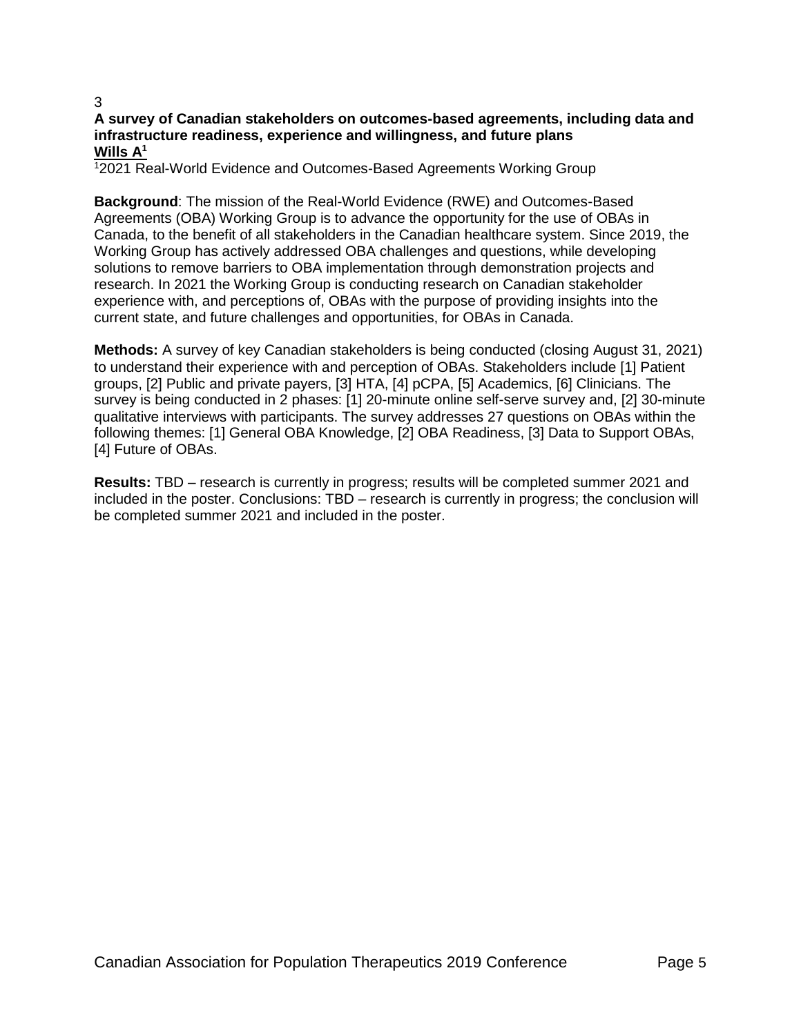3

**A survey of Canadian stakeholders on outcomes-based agreements, including data and infrastructure readiness, experience and willingness, and future plans**

**Wills A[1]**

[1]2021 Real-World Evidence and Outcomes-Based Agreements Working Group

**Background**: The mission of the Real-World Evidence (RWE) and Outcomes-Based Agreements (OBA) Working Group is to advance the opportunity for the use of OBAs in Canada, to the benefit of all stakeholders in the Canadian healthcare system. Since 2019, the Working Group has actively addressed OBA challenges and questions, while developing solutions to remove barriers to OBA implementation through demonstration projects and research. In 2021 the Working Group is conducting research on Canadian stakeholder experience with, and perceptions of, OBAs with the purpose of providing insights into the current state, and future challenges and opportunities, for OBAs in Canada.

**Methods:** A survey of key Canadian stakeholders is being conducted (closing August 31, 2021) to understand their experience with and perception of OBAs. Stakeholders include [1] Patient groups, [2] Public and private payers, [3] HTA, [4] pCPA, [5] Academics, [6] Clinicians. The survey is being conducted in 2 phases: [1] 20-minute online self-serve survey and, [2] 30-minute qualitative interviews with participants. The survey addresses 27 questions on OBAs within the following themes: [1] General OBA Knowledge, [2] OBA Readiness, [3] Data to Support OBAs, [4] Future of OBAs.

**Results:** TBD – research is currently in progress; results will be completed summer 2021 and included in the poster. Conclusions: TBD – research is currently in progress; the conclusion will be completed summer 2021 and included in the poster.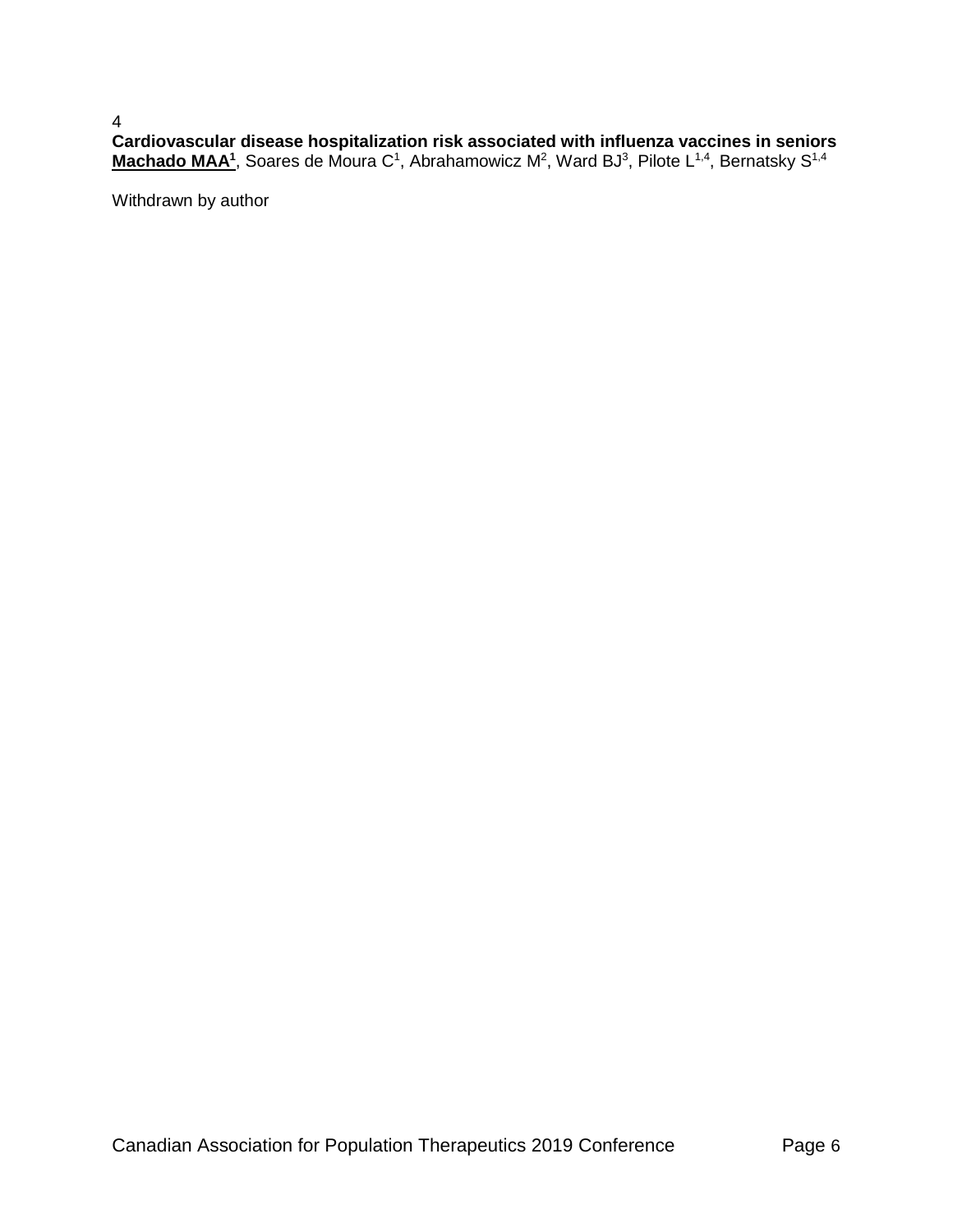4

**Cardiovascular disease hospitalization risk associated with influenza vaccines in seniors**

**Machado MAA**[1], Soares de Moura C[1], Abrahamowicz M[2], Ward BJ[3], Pilote L[1,4], Bernatsky S[1,4]

Withdrawn by author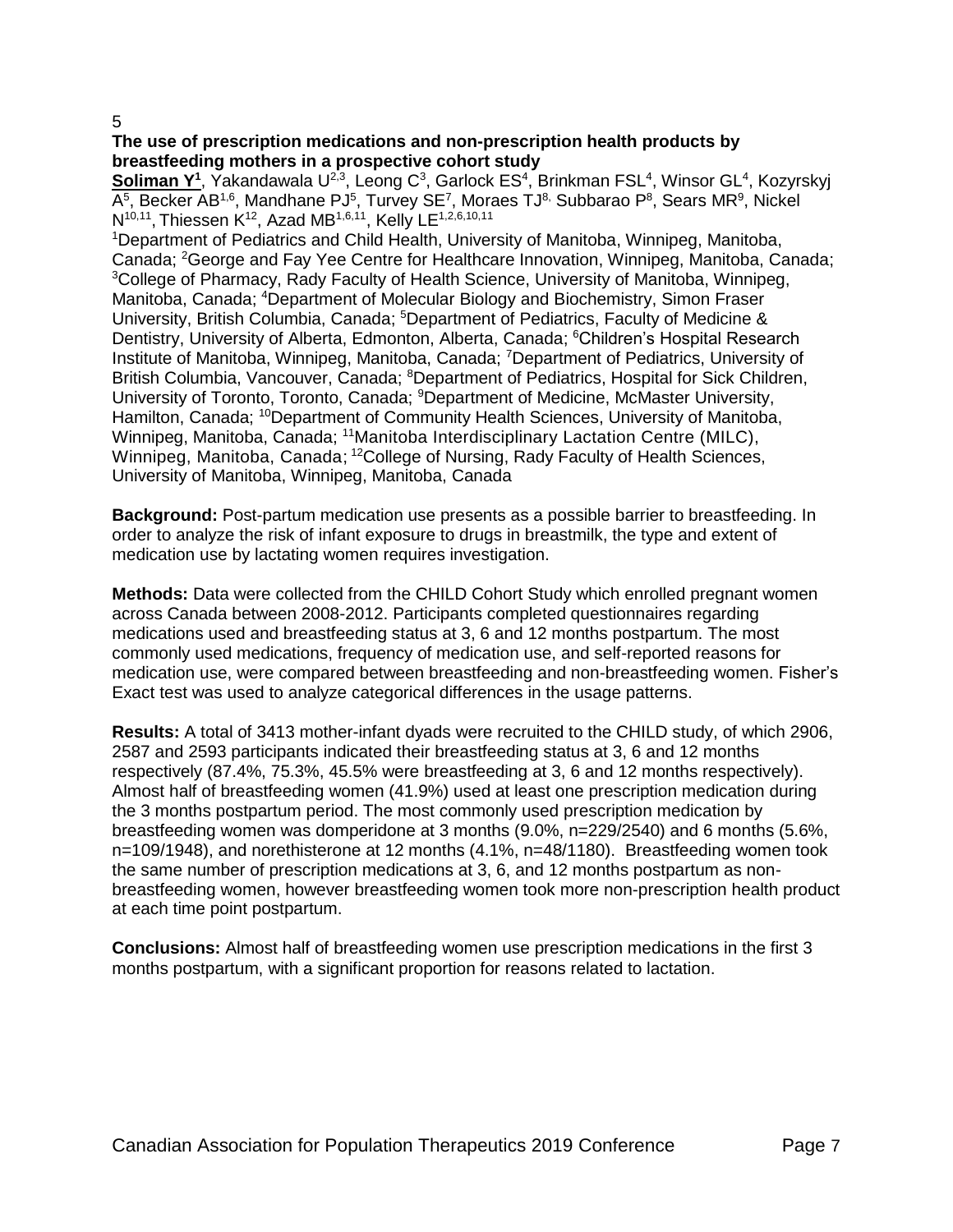5

**The use of prescription medications and non-prescription health products by breastfeeding mothers in a prospective cohort study**

**Soliman Y[1]**, Yakandawala U[2,3], Leong C[3], Garlock ES[4], Brinkman FSL[4], Winsor GL[4], Kozyrskyj A[5], Becker AB[1,6], Mandhane PJ[5], Turvey SE[7], Moraes TJ[8], Subbarao P[8], Sears MR[9], Nickel N[10,11], Thiessen K[12], Azad MB[1,6,11], Kelly LE[1,2,6,10,11]

[1]Department of Pediatrics and Child Health, University of Manitoba, Winnipeg, Manitoba, Canada; [2]George and Fay Yee Centre for Healthcare Innovation, Winnipeg, Manitoba, Canada; [3]College of Pharmacy, Rady Faculty of Health Science, University of Manitoba, Winnipeg, Manitoba, Canada; [4]Department of Molecular Biology and Biochemistry, Simon Fraser University, British Columbia, Canada; [5]Department of Pediatrics, Faculty of Medicine & Dentistry, University of Alberta, Edmonton, Alberta, Canada; [6]Children's Hospital Research Institute of Manitoba, Winnipeg, Manitoba, Canada; [7]Department of Pediatrics, University of British Columbia, Vancouver, Canada; [8]Department of Pediatrics, Hospital for Sick Children, University of Toronto, Toronto, Canada; [9]Department of Medicine, McMaster University, Hamilton, Canada; [10]Department of Community Health Sciences, University of Manitoba, Winnipeg, Manitoba, Canada; [11]Manitoba Interdisciplinary Lactation Centre (MILC), Winnipeg, Manitoba, Canada; [12]College of Nursing, Rady Faculty of Health Sciences, University of Manitoba, Winnipeg, Manitoba, Canada

**Background:** Post-partum medication use presents as a possible barrier to breastfeeding. In order to analyze the risk of infant exposure to drugs in breastmilk, the type and extent of medication use by lactating women requires investigation.

**Methods:** Data were collected from the CHILD Cohort Study which enrolled pregnant women across Canada between 2008-2012. Participants completed questionnaires regarding medications used and breastfeeding status at 3, 6 and 12 months postpartum. The most commonly used medications, frequency of medication use, and self-reported reasons for medication use, were compared between breastfeeding and non-breastfeeding women. Fisher's Exact test was used to analyze categorical differences in the usage patterns.

**Results:** A total of 3413 mother-infant dyads were recruited to the CHILD study, of which 2906, 2587 and 2593 participants indicated their breastfeeding status at 3, 6 and 12 months respectively (87.4%, 75.3%, 45.5% were breastfeeding at 3, 6 and 12 months respectively). Almost half of breastfeeding women (41.9%) used at least one prescription medication during the 3 months postpartum period. The most commonly used prescription medication by breastfeeding women was domperidone at 3 months (9.0%, n=229/2540) and 6 months (5.6%, n=109/1948), and norethisterone at 12 months (4.1%, n=48/1180). Breastfeeding women took the same number of prescription medications at 3, 6, and 12 months postpartum as non-breastfeeding women, however breastfeeding women took more non-prescription health product at each time point postpartum.

**Conclusions:** Almost half of breastfeeding women use prescription medications in the first 3 months postpartum, with a significant proportion for reasons related to lactation.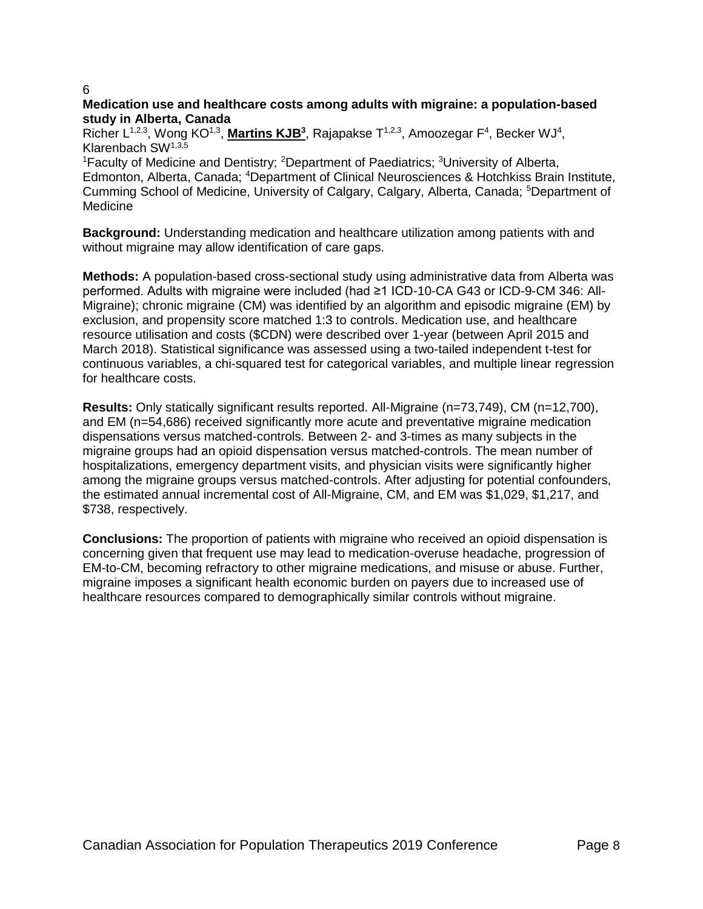6

**Medication use and healthcare costs among adults with migraine: a population-based study in Alberta, Canada**

Richer L[1,2,3], Wong KO[1,3], **Martins KJB[3]**, Rajapakse T[1,2,3], Amoozegar F[4], Becker WJ[4], Klarenbach SW[1,3,5]

[1]Faculty of Medicine and Dentistry; [2]Department of Paediatrics; [3]University of Alberta, Edmonton, Alberta, Canada; [4]Department of Clinical Neurosciences & Hotchkiss Brain Institute, Cumming School of Medicine, University of Calgary, Calgary, Alberta, Canada; [5]Department of Medicine

**Background:** Understanding medication and healthcare utilization among patients with and without migraine may allow identification of care gaps.

**Methods:** A population-based cross-sectional study using administrative data from Alberta was performed. Adults with migraine were included (had ≥1 ICD-10-CA G43 or ICD-9-CM 346: All-Migraine); chronic migraine (CM) was identified by an algorithm and episodic migraine (EM) by exclusion, and propensity score matched 1:3 to controls. Medication use, and healthcare resource utilisation and costs ($CDN) were described over 1-year (between April 2015 and March 2018). Statistical significance was assessed using a two-tailed independent t-test for continuous variables, a chi-squared test for categorical variables, and multiple linear regression for healthcare costs.

**Results:** Only statically significant results reported. All-Migraine (n=73,749), CM (n=12,700), and EM (n=54,686) received significantly more acute and preventative migraine medication dispensations versus matched-controls. Between 2- and 3-times as many subjects in the migraine groups had an opioid dispensation versus matched-controls. The mean number of hospitalizations, emergency department visits, and physician visits were significantly higher among the migraine groups versus matched-controls. After adjusting for potential confounders, the estimated annual incremental cost of All-Migraine, CM, and EM was $1,029, $1,217, and $738, respectively.

**Conclusions:** The proportion of patients with migraine who received an opioid dispensation is concerning given that frequent use may lead to medication-overuse headache, progression of EM-to-CM, becoming refractory to other migraine medications, and misuse or abuse. Further, migraine imposes a significant health economic burden on payers due to increased use of healthcare resources compared to demographically similar controls without migraine.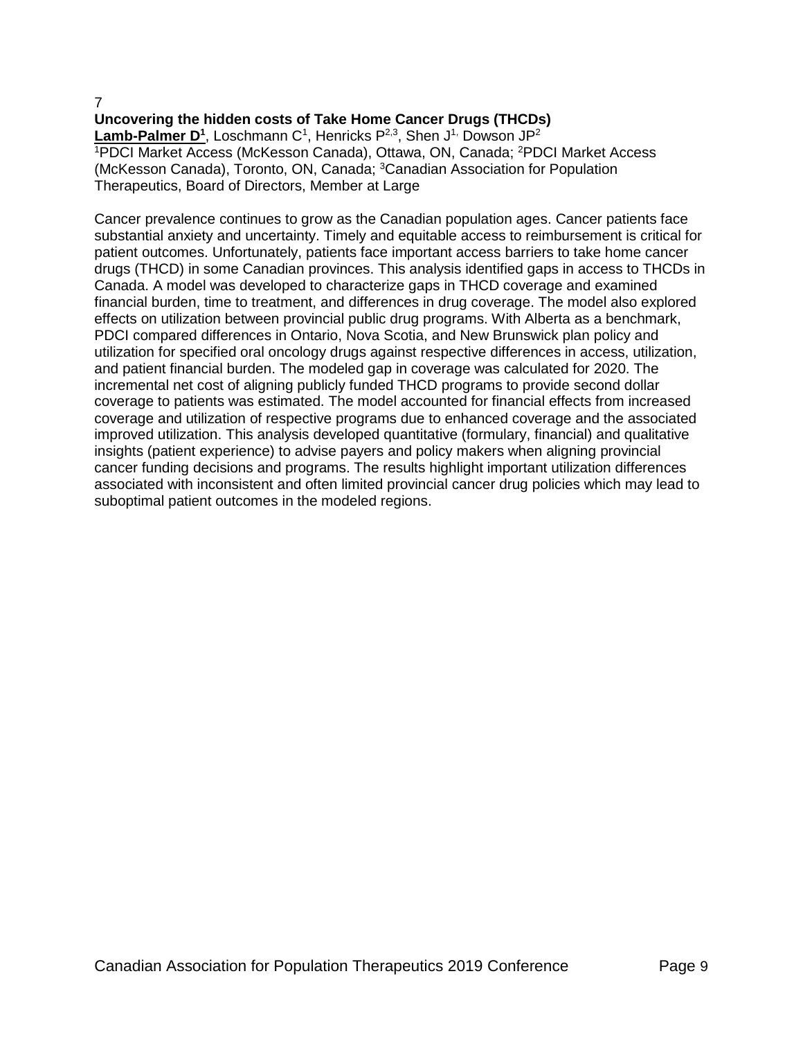7

**Uncovering the hidden costs of Take Home Cancer Drugs (THCDs)**

**Lamb-Palmer D[1]**, Loschmann C[1], Henricks P[2,3], Shen J[1,] Dowson JP[2]

[1]PDCI Market Access (McKesson Canada), Ottawa, ON, Canada; [2]PDCI Market Access (McKesson Canada), Toronto, ON, Canada; [3]Canadian Association for Population Therapeutics, Board of Directors, Member at Large

Cancer prevalence continues to grow as the Canadian population ages. Cancer patients face substantial anxiety and uncertainty. Timely and equitable access to reimbursement is critical for patient outcomes. Unfortunately, patients face important access barriers to take home cancer drugs (THCD) in some Canadian provinces. This analysis identified gaps in access to THCDs in Canada. A model was developed to characterize gaps in THCD coverage and examined financial burden, time to treatment, and differences in drug coverage. The model also explored effects on utilization between provincial public drug programs. With Alberta as a benchmark, PDCI compared differences in Ontario, Nova Scotia, and New Brunswick plan policy and utilization for specified oral oncology drugs against respective differences in access, utilization, and patient financial burden. The modeled gap in coverage was calculated for 2020. The incremental net cost of aligning publicly funded THCD programs to provide second dollar coverage to patients was estimated. The model accounted for financial effects from increased coverage and utilization of respective programs due to enhanced coverage and the associated improved utilization. This analysis developed quantitative (formulary, financial) and qualitative insights (patient experience) to advise payers and policy makers when aligning provincial cancer funding decisions and programs. The results highlight important utilization differences associated with inconsistent and often limited provincial cancer drug policies which may lead to suboptimal patient outcomes in the modeled regions.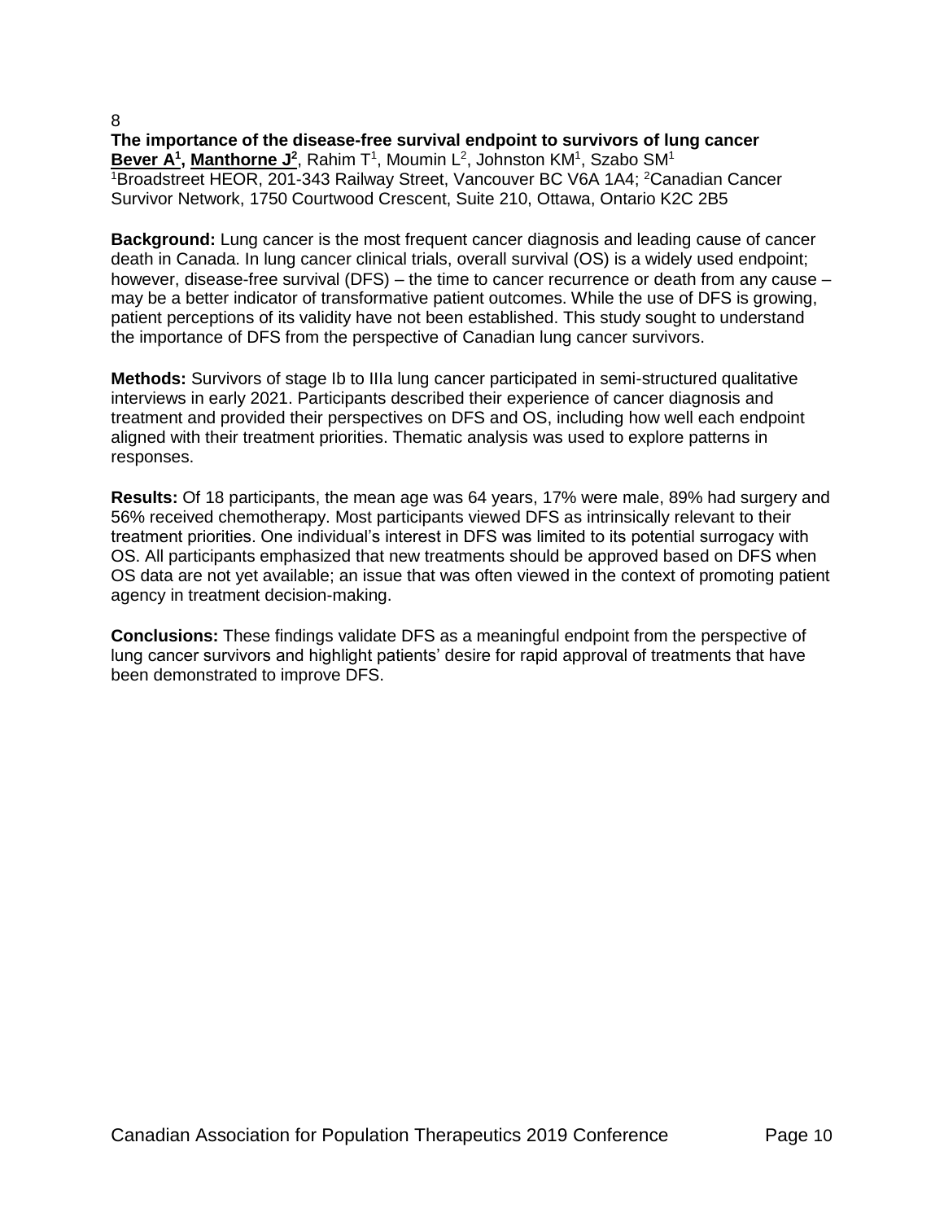8

**The importance of the disease-free survival endpoint to survivors of lung cancer**

**Bever A[1], Manthorne J[2]**, Rahim T[1], Moumin L[2], Johnston KM[1], Szabo SM[1]

[1]Broadstreet HEOR, 201-343 Railway Street, Vancouver BC V6A 1A4; [2]Canadian Cancer Survivor Network, 1750 Courtwood Crescent, Suite 210, Ottawa, Ontario K2C 2B5

**Background:** Lung cancer is the most frequent cancer diagnosis and leading cause of cancer death in Canada. In lung cancer clinical trials, overall survival (OS) is a widely used endpoint; however, disease-free survival (DFS) – the time to cancer recurrence or death from any cause – may be a better indicator of transformative patient outcomes. While the use of DFS is growing, patient perceptions of its validity have not been established. This study sought to understand the importance of DFS from the perspective of Canadian lung cancer survivors.

**Methods:** Survivors of stage Ib to IIIa lung cancer participated in semi-structured qualitative interviews in early 2021. Participants described their experience of cancer diagnosis and treatment and provided their perspectives on DFS and OS, including how well each endpoint aligned with their treatment priorities. Thematic analysis was used to explore patterns in responses.

**Results:** Of 18 participants, the mean age was 64 years, 17% were male, 89% had surgery and 56% received chemotherapy. Most participants viewed DFS as intrinsically relevant to their treatment priorities. One individual's interest in DFS was limited to its potential surrogacy with OS. All participants emphasized that new treatments should be approved based on DFS when OS data are not yet available; an issue that was often viewed in the context of promoting patient agency in treatment decision-making.

**Conclusions:** These findings validate DFS as a meaningful endpoint from the perspective of lung cancer survivors and highlight patients' desire for rapid approval of treatments that have been demonstrated to improve DFS.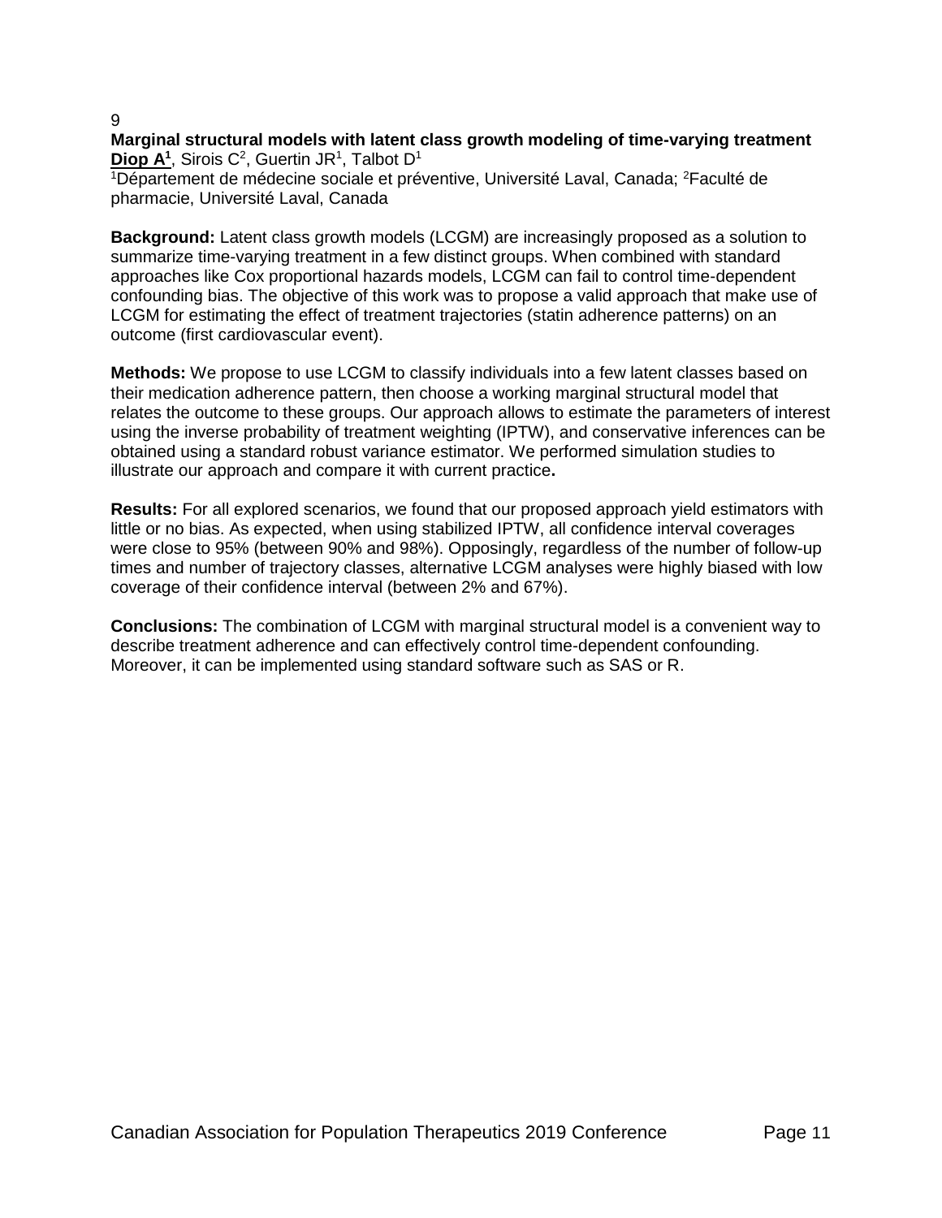9

**Marginal structural models with latent class growth modeling of time-varying treatment**

**Diop A[1]**, Sirois C[2], Guertin JR[1], Talbot D[1]

[1]Département de médecine sociale et préventive, Université Laval, Canada; [2]Faculté de pharmacie, Université Laval, Canada

**Background:** Latent class growth models (LCGM) are increasingly proposed as a solution to summarize time-varying treatment in a few distinct groups. When combined with standard approaches like Cox proportional hazards models, LCGM can fail to control time-dependent confounding bias. The objective of this work was to propose a valid approach that make use of LCGM for estimating the effect of treatment trajectories (statin adherence patterns) on an outcome (first cardiovascular event).

**Methods:** We propose to use LCGM to classify individuals into a few latent classes based on their medication adherence pattern, then choose a working marginal structural model that relates the outcome to these groups. Our approach allows to estimate the parameters of interest using the inverse probability of treatment weighting (IPTW), and conservative inferences can be obtained using a standard robust variance estimator. We performed simulation studies to illustrate our approach and compare it with current practice**.**

**Results:** For all explored scenarios, we found that our proposed approach yield estimators with little or no bias. As expected, when using stabilized IPTW, all confidence interval coverages were close to 95% (between 90% and 98%). Opposingly, regardless of the number of follow-up times and number of trajectory classes, alternative LCGM analyses were highly biased with low coverage of their confidence interval (between 2% and 67%).

**Conclusions:** The combination of LCGM with marginal structural model is a convenient way to describe treatment adherence and can effectively control time-dependent confounding. Moreover, it can be implemented using standard software such as SAS or R.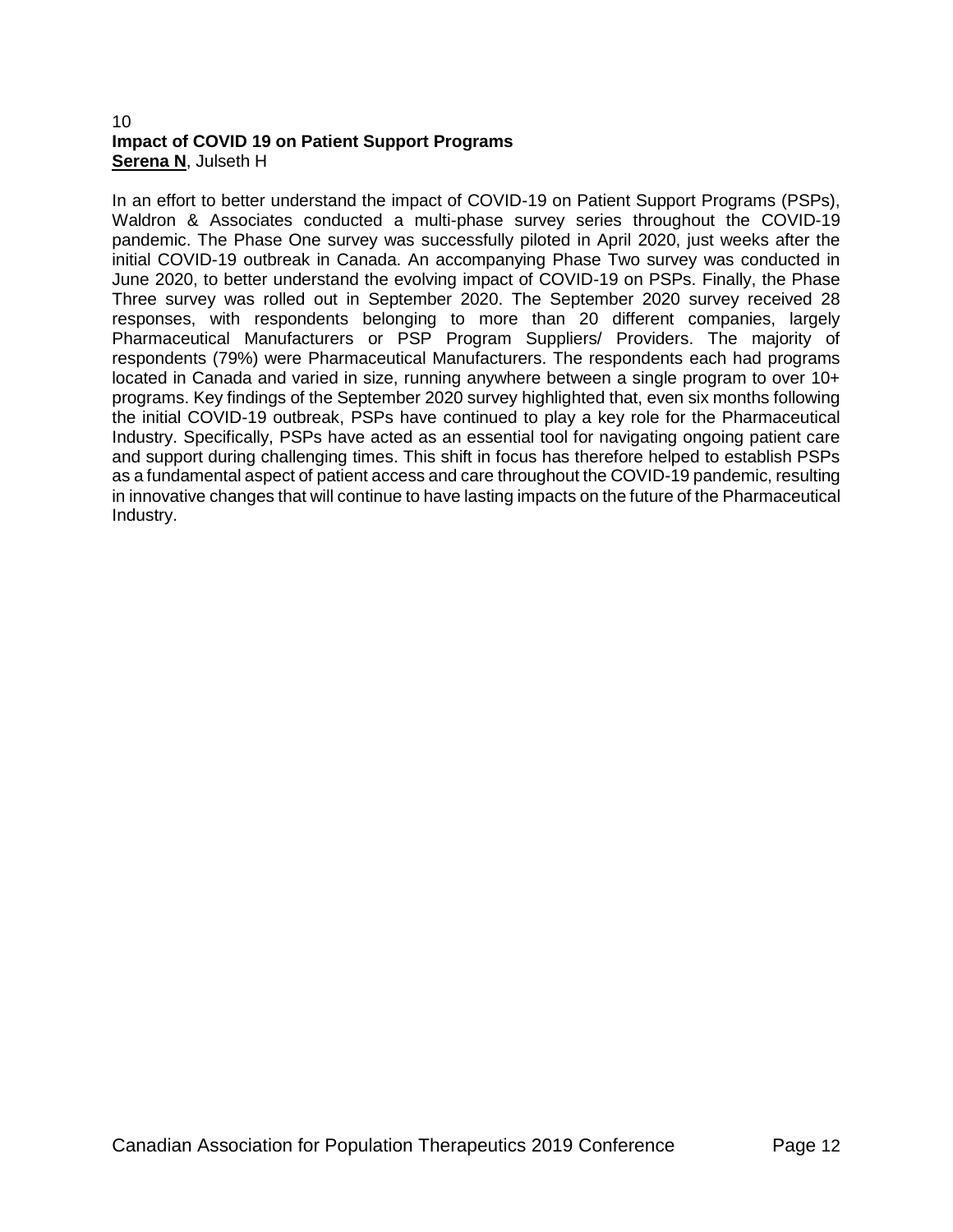10

**Impact of COVID 19 on Patient Support Programs**

**Serena N**, Julseth H

In an effort to better understand the impact of COVID-19 on Patient Support Programs (PSPs), Waldron & Associates conducted a multi-phase survey series throughout the COVID-19 pandemic. The Phase One survey was successfully piloted in April 2020, just weeks after the initial COVID-19 outbreak in Canada. An accompanying Phase Two survey was conducted in June 2020, to better understand the evolving impact of COVID-19 on PSPs. Finally, the Phase Three survey was rolled out in September 2020. The September 2020 survey received 28 responses, with respondents belonging to more than 20 different companies, largely Pharmaceutical Manufacturers or PSP Program Suppliers/ Providers. The majority of respondents (79%) were Pharmaceutical Manufacturers. The respondents each had programs located in Canada and varied in size, running anywhere between a single program to over 10+ programs. Key findings of the September 2020 survey highlighted that, even six months following the initial COVID-19 outbreak, PSPs have continued to play a key role for the Pharmaceutical Industry. Specifically, PSPs have acted as an essential tool for navigating ongoing patient care and support during challenging times. This shift in focus has therefore helped to establish PSPs as a fundamental aspect of patient access and care throughout the COVID-19 pandemic, resulting in innovative changes that will continue to have lasting impacts on the future of the Pharmaceutical Industry.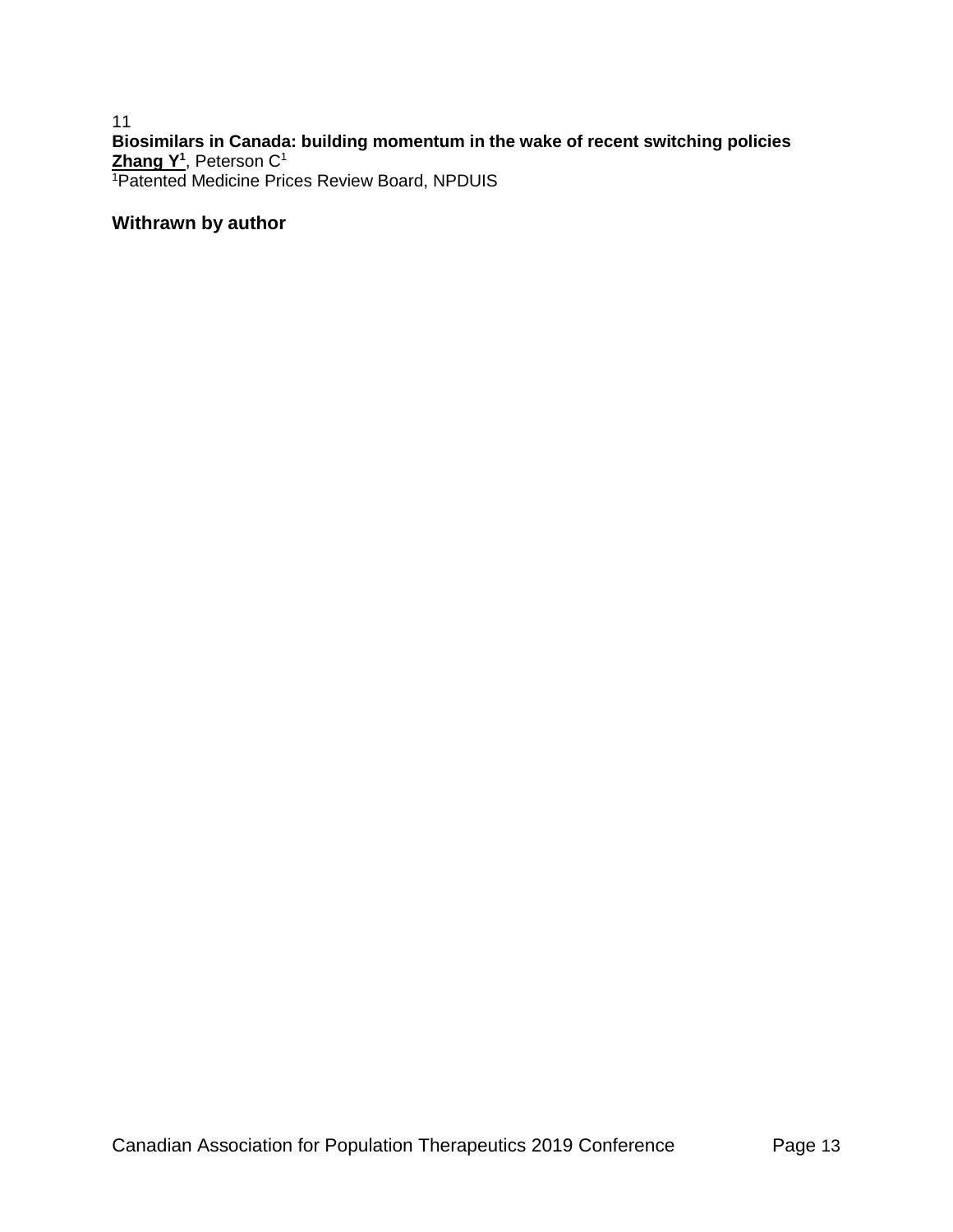11

**Biosimilars in Canada: building momentum in the wake of recent switching policies**

**Zhang Y[1]**, Peterson C[1]

[1]Patented Medicine Prices Review Board, NPDUIS

**Withrawn by author**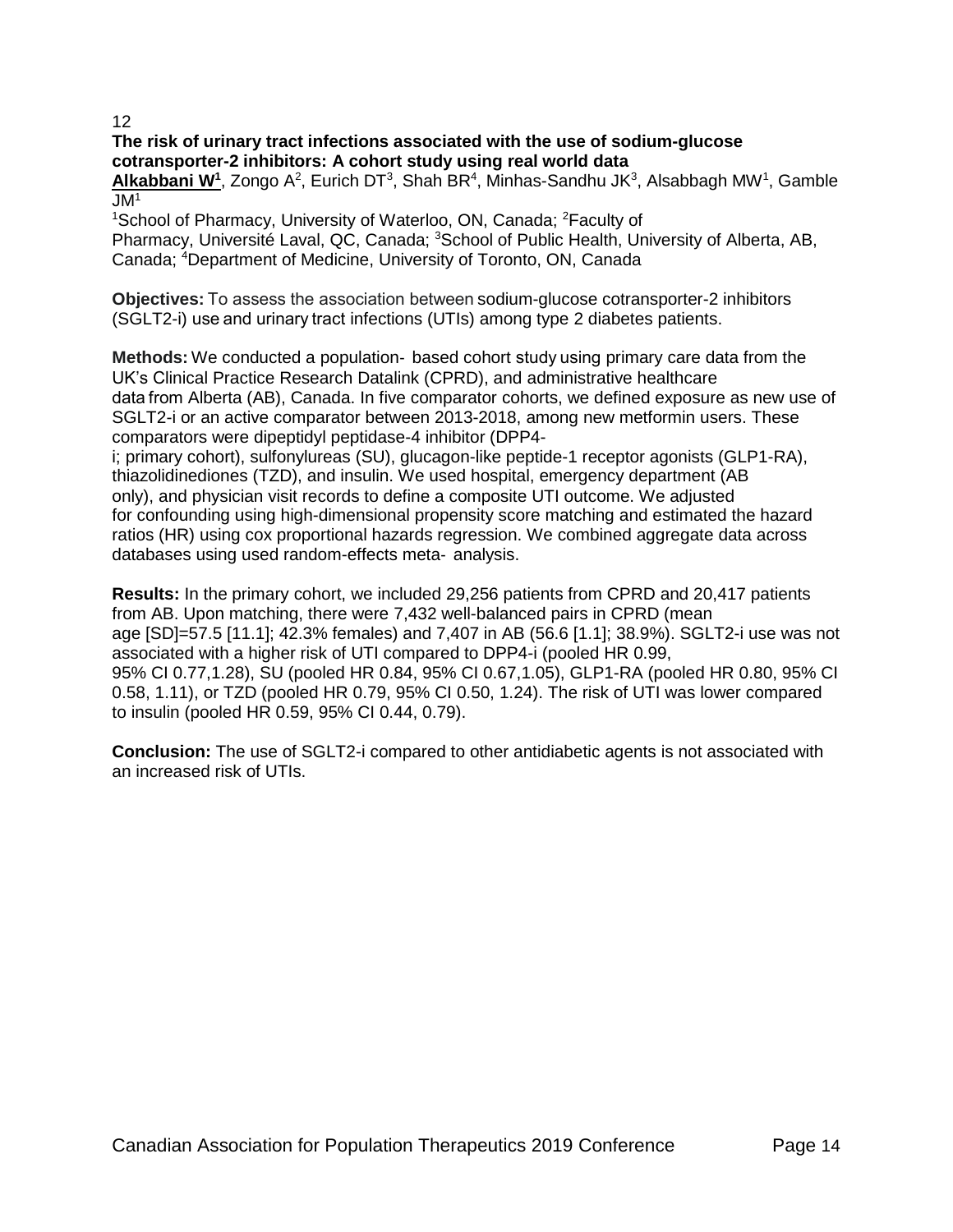12

**The risk of urinary tract infections associated with the use of sodium-glucose cotransporter-2 inhibitors: A cohort study using real world data**

**Alkabbani W[1]**, Zongo A[2], Eurich DT[3], Shah BR[4], Minhas-Sandhu JK[3], Alsabbagh MW[1], Gamble JM[1]

[1]School of Pharmacy, University of Waterloo, ON, Canada; [2]Faculty of Pharmacy, Université Laval, QC, Canada; [3]School of Public Health, University of Alberta, AB, Canada; [4]Department of Medicine, University of Toronto, ON, Canada

**Objectives:** To assess the association between sodium-glucose cotransporter-2 inhibitors (SGLT2-i) use and urinary tract infections (UTIs) among type 2 diabetes patients.

**Methods:** We conducted a population- based cohort study using primary care data from the UK's Clinical Practice Research Datalink (CPRD), and administrative healthcare data from Alberta (AB), Canada. In five comparator cohorts, we defined exposure as new use of SGLT2-i or an active comparator between 2013-2018, among new metformin users. These comparators were dipeptidyl peptidase-4 inhibitor (DPP4-i; primary cohort), sulfonylureas (SU), glucagon-like peptide-1 receptor agonists (GLP1-RA), thiazolidinediones (TZD), and insulin. We used hospital, emergency department (AB only), and physician visit records to define a composite UTI outcome. We adjusted for confounding using high-dimensional propensity score matching and estimated the hazard ratios (HR) using cox proportional hazards regression. We combined aggregate data across databases using used random-effects meta- analysis.

**Results:** In the primary cohort, we included 29,256 patients from CPRD and 20,417 patients from AB. Upon matching, there were 7,432 well-balanced pairs in CPRD (mean age [SD]=57.5 [11.1]; 42.3% females) and 7,407 in AB (56.6 [1.1]; 38.9%). SGLT2-i use was not associated with a higher risk of UTI compared to DPP4-i (pooled HR 0.99, 95% CI 0.77,1.28), SU (pooled HR 0.84, 95% CI 0.67,1.05), GLP1-RA (pooled HR 0.80, 95% CI 0.58, 1.11), or TZD (pooled HR 0.79, 95% CI 0.50, 1.24). The risk of UTI was lower compared to insulin (pooled HR 0.59, 95% CI 0.44, 0.79).

**Conclusion:** The use of SGLT2-i compared to other antidiabetic agents is not associated with an increased risk of UTIs.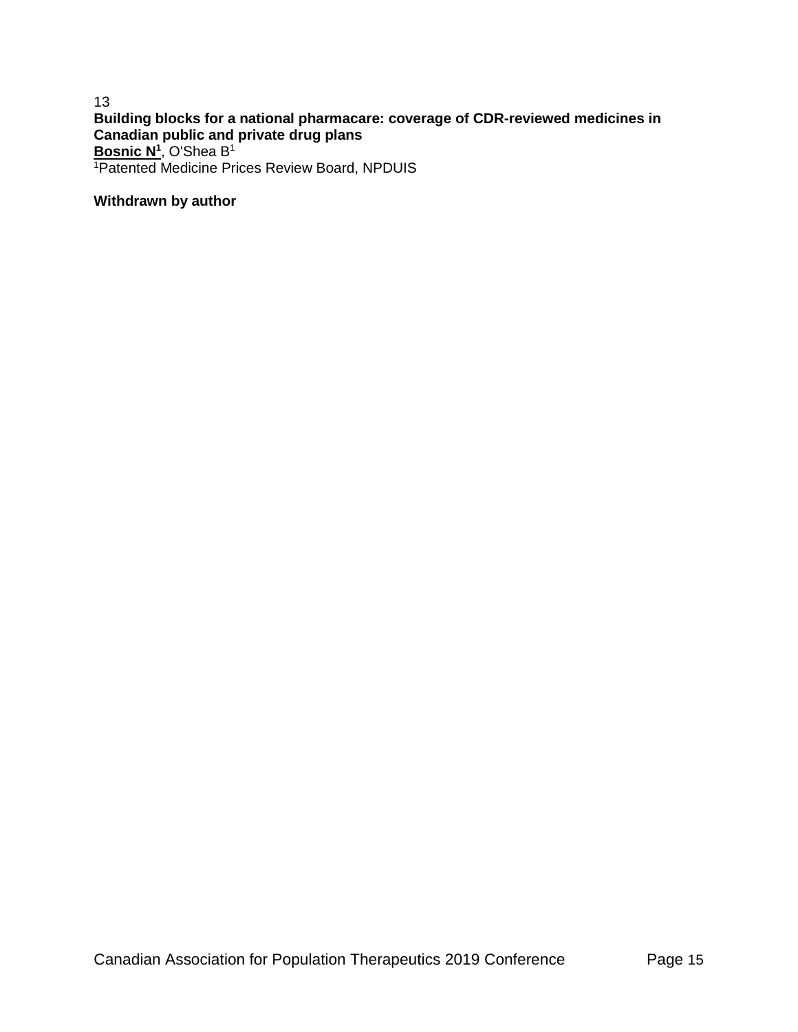13

**Building blocks for a national pharmacare: coverage of CDR-reviewed medicines in Canadian public and private drug plans**

**Bosnic N[1]**, O'Shea B[1]

[1]Patented Medicine Prices Review Board, NPDUIS

**Withdrawn by author**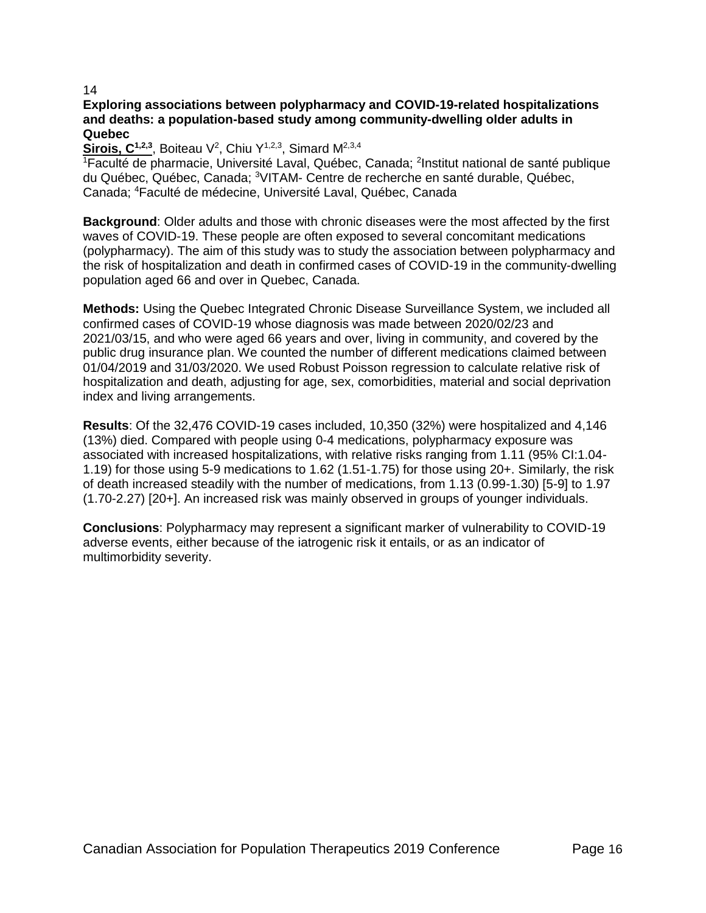14

**Exploring associations between polypharmacy and COVID-19-related hospitalizations and deaths: a population-based study among community-dwelling older adults in Quebec**

**Sirois, C[1,2,3]**, Boiteau V[2], Chiu Y[1,2,3], Simard M[2,3,4]

[1]Faculté de pharmacie, Université Laval, Québec, Canada; [2]Institut national de santé publique du Québec, Québec, Canada; [3]VITAM- Centre de recherche en santé durable, Québec, Canada; [4]Faculté de médecine, Université Laval, Québec, Canada

**Background**: Older adults and those with chronic diseases were the most affected by the first waves of COVID-19. These people are often exposed to several concomitant medications (polypharmacy). The aim of this study was to study the association between polypharmacy and the risk of hospitalization and death in confirmed cases of COVID-19 in the community-dwelling population aged 66 and over in Quebec, Canada.

**Methods:** Using the Quebec Integrated Chronic Disease Surveillance System, we included all confirmed cases of COVID-19 whose diagnosis was made between 2020/02/23 and 2021/03/15, and who were aged 66 years and over, living in community, and covered by the public drug insurance plan. We counted the number of different medications claimed between 01/04/2019 and 31/03/2020. We used Robust Poisson regression to calculate relative risk of hospitalization and death, adjusting for age, sex, comorbidities, material and social deprivation index and living arrangements.

**Results**: Of the 32,476 COVID-19 cases included, 10,350 (32%) were hospitalized and 4,146 (13%) died. Compared with people using 0-4 medications, polypharmacy exposure was associated with increased hospitalizations, with relative risks ranging from 1.11 (95% CI:1.04-1.19) for those using 5-9 medications to 1.62 (1.51-1.75) for those using 20+. Similarly, the risk of death increased steadily with the number of medications, from 1.13 (0.99-1.30) [5-9] to 1.97 (1.70-2.27) [20+]. An increased risk was mainly observed in groups of younger individuals.

**Conclusions**: Polypharmacy may represent a significant marker of vulnerability to COVID-19 adverse events, either because of the iatrogenic risk it entails, or as an indicator of multimorbidity severity.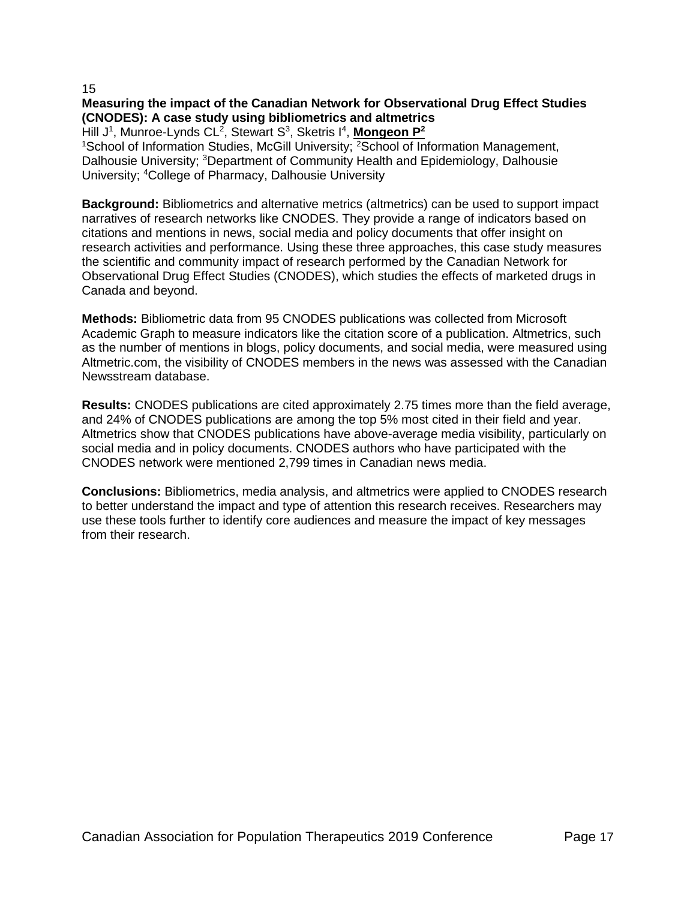15

**Measuring the impact of the Canadian Network for Observational Drug Effect Studies (CNODES): A case study using bibliometrics and altmetrics**

Hill J[1], Munroe-Lynds CL[2], Stewart S[3], Sketris I[4], **Mongeon P[2]**

[1]School of Information Studies, McGill University; [2]School of Information Management, Dalhousie University; [3]Department of Community Health and Epidemiology, Dalhousie University; [4]College of Pharmacy, Dalhousie University

**Background:** Bibliometrics and alternative metrics (altmetrics) can be used to support impact narratives of research networks like CNODES. They provide a range of indicators based on citations and mentions in news, social media and policy documents that offer insight on research activities and performance. Using these three approaches, this case study measures the scientific and community impact of research performed by the Canadian Network for Observational Drug Effect Studies (CNODES), which studies the effects of marketed drugs in Canada and beyond.

**Methods:** Bibliometric data from 95 CNODES publications was collected from Microsoft Academic Graph to measure indicators like the citation score of a publication. Altmetrics, such as the number of mentions in blogs, policy documents, and social media, were measured using Altmetric.com, the visibility of CNODES members in the news was assessed with the Canadian Newsstream database.

**Results:** CNODES publications are cited approximately 2.75 times more than the field average, and 24% of CNODES publications are among the top 5% most cited in their field and year. Altmetrics show that CNODES publications have above-average media visibility, particularly on social media and in policy documents. CNODES authors who have participated with the CNODES network were mentioned 2,799 times in Canadian news media.

**Conclusions:** Bibliometrics, media analysis, and altmetrics were applied to CNODES research to better understand the impact and type of attention this research receives. Researchers may use these tools further to identify core audiences and measure the impact of key messages from their research.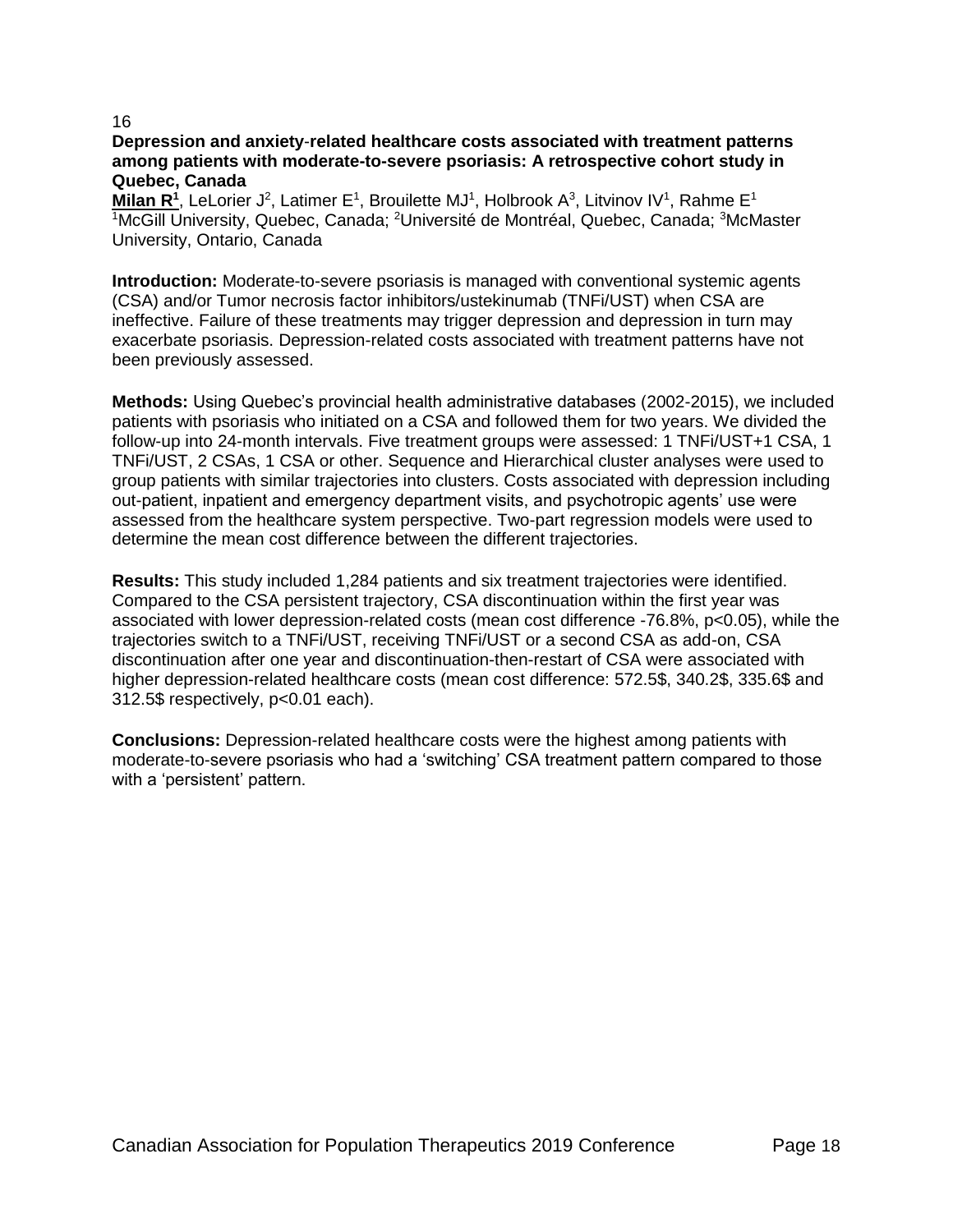16

**Depression and anxiety-related healthcare costs associated with treatment patterns among patients with moderate-to-severe psoriasis: A retrospective cohort study in Quebec, Canada**

**Milan R[1]**, LeLorier J[2], Latimer E[1], Brouillette MJ[1], Holbrook A[3], Litvinov IV[1], Rahme E[1]
[1]McGill University, Quebec, Canada; [2]Université de Montréal, Quebec, Canada; [3]McMaster University, Ontario, Canada

**Introduction:** Moderate-to-severe psoriasis is managed with conventional systemic agents (CSA) and/or Tumor necrosis factor inhibitors/ustekinumab (TNFi/UST) when CSA are ineffective. Failure of these treatments may trigger depression and depression in turn may exacerbate psoriasis. Depression-related costs associated with treatment patterns have not been previously assessed.

**Methods:** Using Quebec's provincial health administrative databases (2002-2015), we included patients with psoriasis who initiated on a CSA and followed them for two years. We divided the follow-up into 24-month intervals. Five treatment groups were assessed: 1 TNFi/UST+1 CSA, 1 TNFi/UST, 2 CSAs, 1 CSA or other. Sequence and Hierarchical cluster analyses were used to group patients with similar trajectories into clusters. Costs associated with depression including out-patient, inpatient and emergency department visits, and psychotropic agents' use were assessed from the healthcare system perspective. Two-part regression models were used to determine the mean cost difference between the different trajectories.

**Results:** This study included 1,284 patients and six treatment trajectories were identified. Compared to the CSA persistent trajectory, CSA discontinuation within the first year was associated with lower depression-related costs (mean cost difference -76.8%, $p<0.05$), while the trajectories switch to a TNFi/UST, receiving TNFi/UST or a second CSA as add-on, CSA discontinuation after one year and discontinuation-then-restart of CSA were associated with higher depression-related healthcare costs (mean cost difference: 572.5$, 340.2$, 335.6$ and 312.5$ respectively, $p<0.01$ each).

**Conclusions:** Depression-related healthcare costs were the highest among patients with moderate-to-severe psoriasis who had a 'switching' CSA treatment pattern compared to those with a 'persistent' pattern.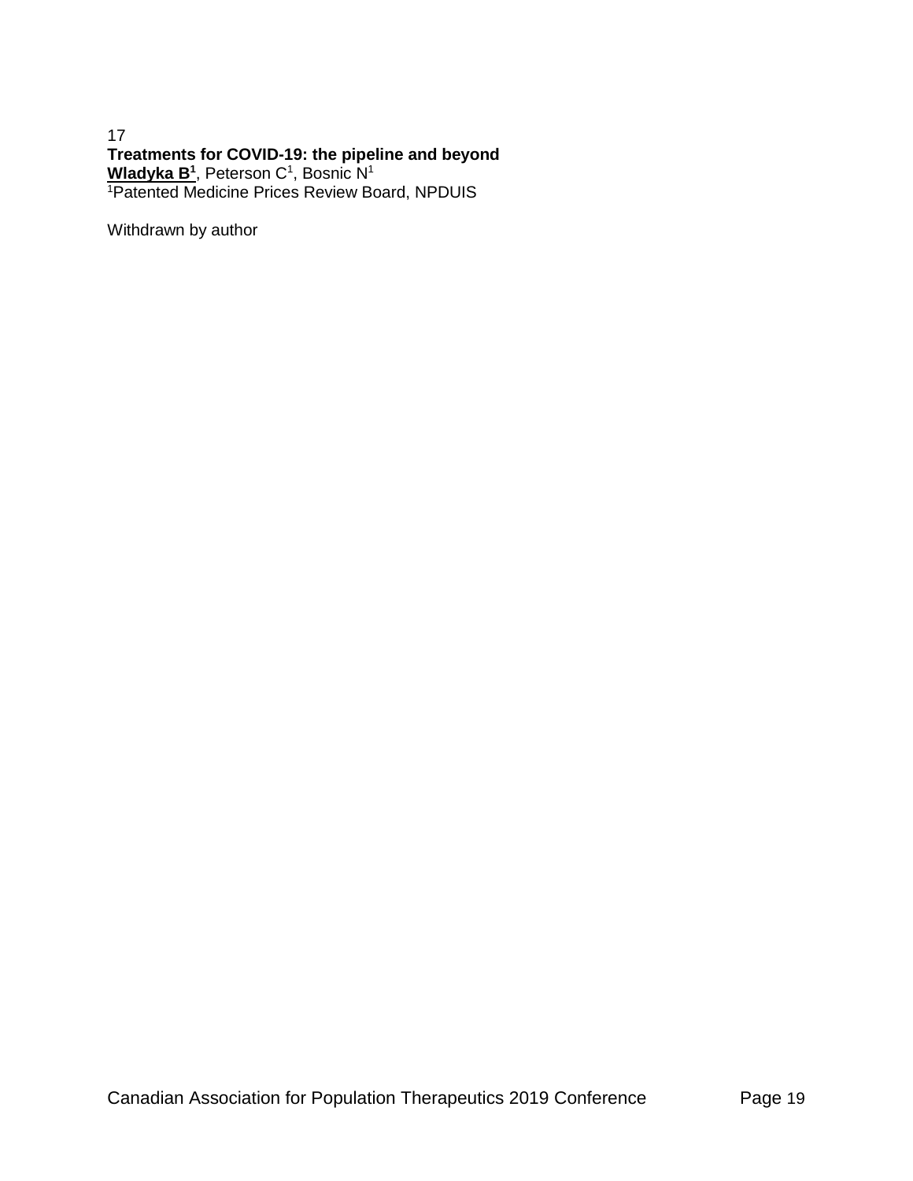17

**Treatments for COVID-19: the pipeline and beyond**

**Wladyka B[1]**, Peterson C[1], Bosnic N[1]

[1]Patented Medicine Prices Review Board, NPDUIS

Withdrawn by author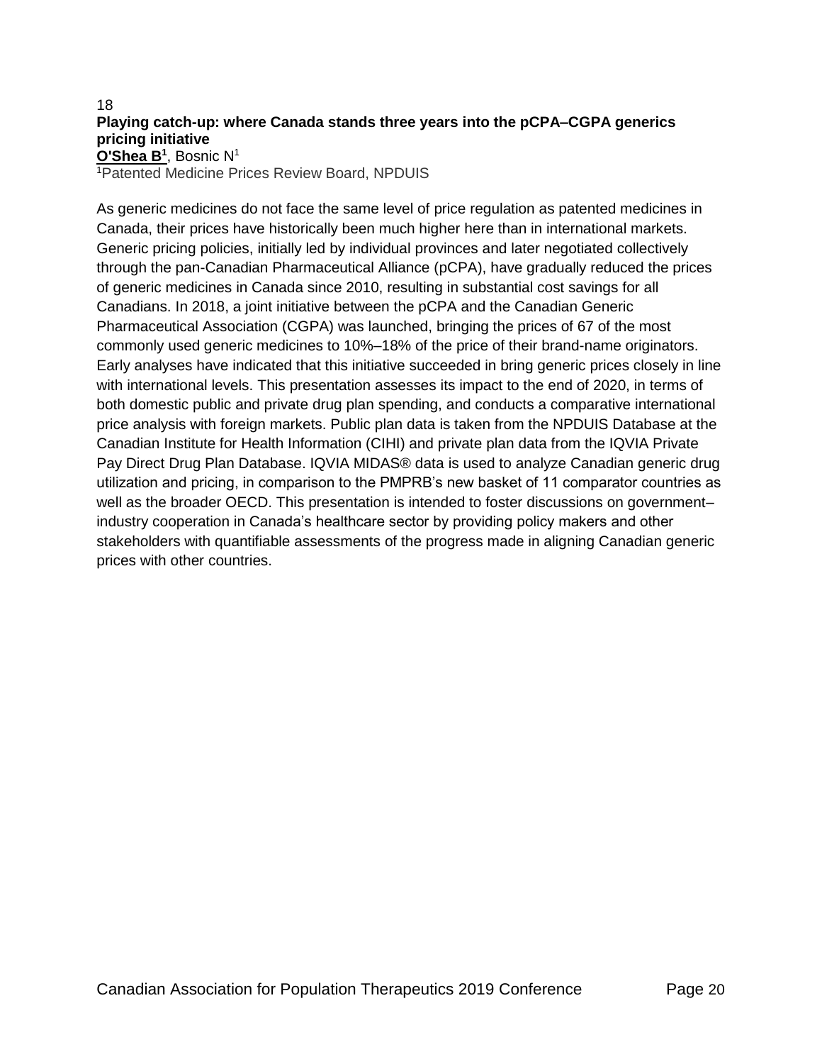18

**Playing catch-up: where Canada stands three years into the pCPA–CGPA generics pricing initiative**

**O'Shea B[1]**, Bosnic N[1]

[1]Patented Medicine Prices Review Board, NPDUIS

As generic medicines do not face the same level of price regulation as patented medicines in Canada, their prices have historically been much higher here than in international markets. Generic pricing policies, initially led by individual provinces and later negotiated collectively through the pan-Canadian Pharmaceutical Alliance (pCPA), have gradually reduced the prices of generic medicines in Canada since 2010, resulting in substantial cost savings for all Canadians. In 2018, a joint initiative between the pCPA and the Canadian Generic Pharmaceutical Association (CGPA) was launched, bringing the prices of 67 of the most commonly used generic medicines to 10%–18% of the price of their brand-name originators. Early analyses have indicated that this initiative succeeded in bring generic prices closely in line with international levels. This presentation assesses its impact to the end of 2020, in terms of both domestic public and private drug plan spending, and conducts a comparative international price analysis with foreign markets. Public plan data is taken from the NPDUIS Database at the Canadian Institute for Health Information (CIHI) and private plan data from the IQVIA Private Pay Direct Drug Plan Database. IQVIA MIDAS® data is used to analyze Canadian generic drug utilization and pricing, in comparison to the PMPRB's new basket of 11 comparator countries as well as the broader OECD. This presentation is intended to foster discussions on government–industry cooperation in Canada's healthcare sector by providing policy makers and other stakeholders with quantifiable assessments of the progress made in aligning Canadian generic prices with other countries.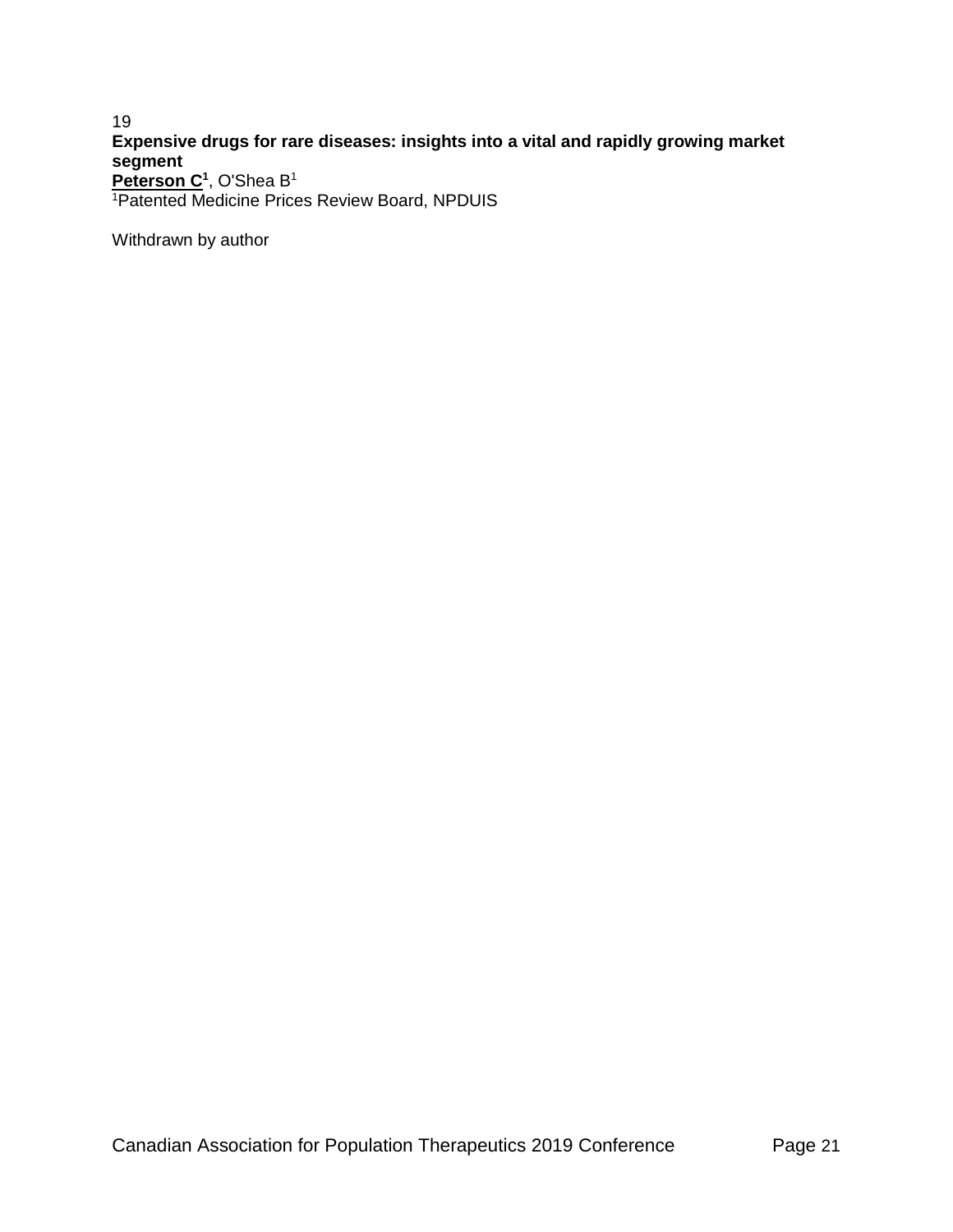19

**Expensive drugs for rare diseases: insights into a vital and rapidly growing market segment**

**Peterson C[1]**, O'Shea B[1]

[1]Patented Medicine Prices Review Board, NPDUIS

Withdrawn by author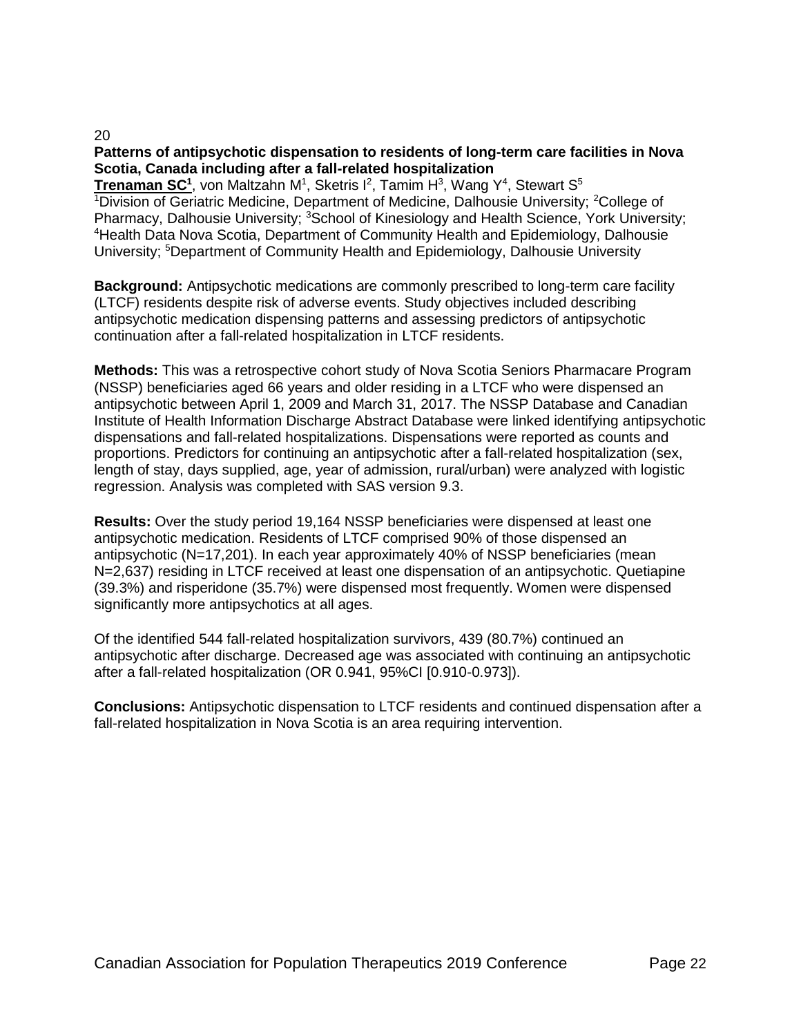20

### Patterns of antipsychotic dispensation to residents of long-term care facilities in Nova Scotia, Canada including after a fall-related hospitalization

**Trenaman SC[1]**, von Maltzahn M[1], Sketris I[2], Tamim H[3], Wang Y[4], Stewart S[5]

[1]Division of Geriatric Medicine, Department of Medicine, Dalhousie University; [2]College of Pharmacy, Dalhousie University; [3]School of Kinesiology and Health Science, York University; [4]Health Data Nova Scotia, Department of Community Health and Epidemiology, Dalhousie University; [5]Department of Community Health and Epidemiology, Dalhousie University

**Background:** Antipsychotic medications are commonly prescribed to long-term care facility (LTCF) residents despite risk of adverse events. Study objectives included describing antipsychotic medication dispensing patterns and assessing predictors of antipsychotic continuation after a fall-related hospitalization in LTCF residents.

**Methods:** This was a retrospective cohort study of Nova Scotia Seniors Pharmacare Program (NSSP) beneficiaries aged 66 years and older residing in a LTCF who were dispensed an antipsychotic between April 1, 2009 and March 31, 2017. The NSSP Database and Canadian Institute of Health Information Discharge Abstract Database were linked identifying antipsychotic dispensations and fall-related hospitalizations. Dispensations were reported as counts and proportions. Predictors for continuing an antipsychotic after a fall-related hospitalization (sex, length of stay, days supplied, age, year of admission, rural/urban) were analyzed with logistic regression. Analysis was completed with SAS version 9.3.

**Results:** Over the study period 19,164 NSSP beneficiaries were dispensed at least one antipsychotic medication. Residents of LTCF comprised 90% of those dispensed an antipsychotic (N=17,201). In each year approximately 40% of NSSP beneficiaries (mean N=2,637) residing in LTCF received at least one dispensation of an antipsychotic. Quetiapine (39.3%) and risperidone (35.7%) were dispensed most frequently. Women were dispensed significantly more antipsychotics at all ages.

Of the identified 544 fall-related hospitalization survivors, 439 (80.7%) continued an antipsychotic after discharge. Decreased age was associated with continuing an antipsychotic after a fall-related hospitalization (OR 0.941, 95%CI [0.910-0.973]).

**Conclusions:** Antipsychotic dispensation to LTCF residents and continued dispensation after a fall-related hospitalization in Nova Scotia is an area requiring intervention.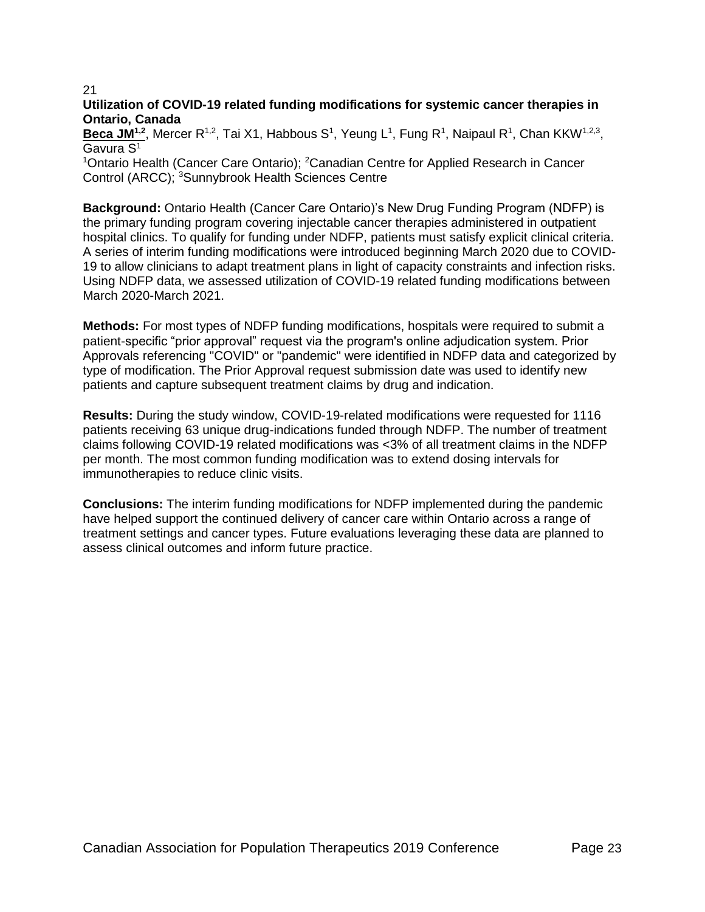21

**Utilization of COVID-19 related funding modifications for systemic cancer therapies in Ontario, Canada**

**Beca JM[1,2]**, Mercer R[1,2], Tai X1, Habbous S[1], Yeung L[1], Fung R[1], Naipaul R[1], Chan KKW[1,2,3], Gavura S[1]

[1]Ontario Health (Cancer Care Ontario); [2]Canadian Centre for Applied Research in Cancer Control (ARCC); [3]Sunnybrook Health Sciences Centre

**Background:** Ontario Health (Cancer Care Ontario)'s New Drug Funding Program (NDFP) is the primary funding program covering injectable cancer therapies administered in outpatient hospital clinics. To qualify for funding under NDFP, patients must satisfy explicit clinical criteria. A series of interim funding modifications were introduced beginning March 2020 due to COVID-19 to allow clinicians to adapt treatment plans in light of capacity constraints and infection risks. Using NDFP data, we assessed utilization of COVID-19 related funding modifications between March 2020-March 2021.

**Methods:** For most types of NDFP funding modifications, hospitals were required to submit a patient-specific "prior approval" request via the program's online adjudication system. Prior Approvals referencing "COVID" or "pandemic" were identified in NDFP data and categorized by type of modification. The Prior Approval request submission date was used to identify new patients and capture subsequent treatment claims by drug and indication.

**Results:** During the study window, COVID-19-related modifications were requested for 1116 patients receiving 63 unique drug-indications funded through NDFP. The number of treatment claims following COVID-19 related modifications was <3% of all treatment claims in the NDFP per month. The most common funding modification was to extend dosing intervals for immunotherapies to reduce clinic visits.

**Conclusions:** The interim funding modifications for NDFP implemented during the pandemic have helped support the continued delivery of cancer care within Ontario across a range of treatment settings and cancer types. Future evaluations leveraging these data are planned to assess clinical outcomes and inform future practice.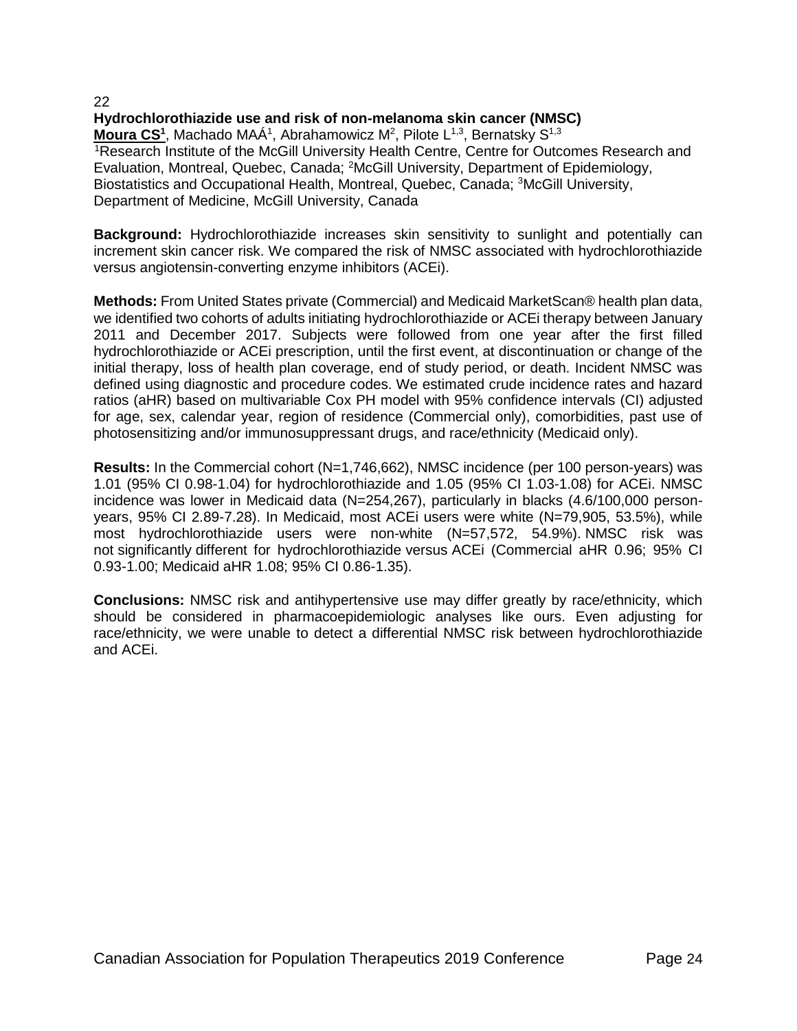22

## Hydrochlorothiazide use and risk of non-melanoma skin cancer (NMSC)

**Moura CS[1]**, Machado MAÁ[1], Abrahamowicz M[2], Pilote L[1,3], Bernatsky S[1,3]

[1]Research Institute of the McGill University Health Centre, Centre for Outcomes Research and Evaluation, Montreal, Quebec, Canada; [2]McGill University, Department of Epidemiology, Biostatistics and Occupational Health, Montreal, Quebec, Canada; [3]McGill University, Department of Medicine, McGill University, Canada

**Background:** Hydrochlorothiazide increases skin sensitivity to sunlight and potentially can increment skin cancer risk. We compared the risk of NMSC associated with hydrochlorothiazide versus angiotensin-converting enzyme inhibitors (ACEi).

**Methods:** From United States private (Commercial) and Medicaid MarketScan® health plan data, we identified two cohorts of adults initiating hydrochlorothiazide or ACEi therapy between January 2011 and December 2017. Subjects were followed from one year after the first filled hydrochlorothiazide or ACEi prescription, until the first event, at discontinuation or change of the initial therapy, loss of health plan coverage, end of study period, or death. Incident NMSC was defined using diagnostic and procedure codes. We estimated crude incidence rates and hazard ratios (aHR) based on multivariable Cox PH model with 95% confidence intervals (CI) adjusted for age, sex, calendar year, region of residence (Commercial only), comorbidities, past use of photosensitizing and/or immunosuppressant drugs, and race/ethnicity (Medicaid only).

**Results:** In the Commercial cohort (N=1,746,662), NMSC incidence (per 100 person-years) was 1.01 (95% CI 0.98-1.04) for hydrochlorothiazide and 1.05 (95% CI 1.03-1.08) for ACEi. NMSC incidence was lower in Medicaid data (N=254,267), particularly in blacks (4.6/100,000 person-years, 95% CI 2.89-7.28). In Medicaid, most ACEi users were white (N=79,905, 53.5%), while most hydrochlorothiazide users were non-white (N=57,572, 54.9%). NMSC risk was not significantly different for hydrochlorothiazide versus ACEi (Commercial aHR 0.96; 95% CI 0.93-1.00; Medicaid aHR 1.08; 95% CI 0.86-1.35).

**Conclusions:** NMSC risk and antihypertensive use may differ greatly by race/ethnicity, which should be considered in pharmacoepidemiologic analyses like ours. Even adjusting for race/ethnicity, we were unable to detect a differential NMSC risk between hydrochlorothiazide and ACEi.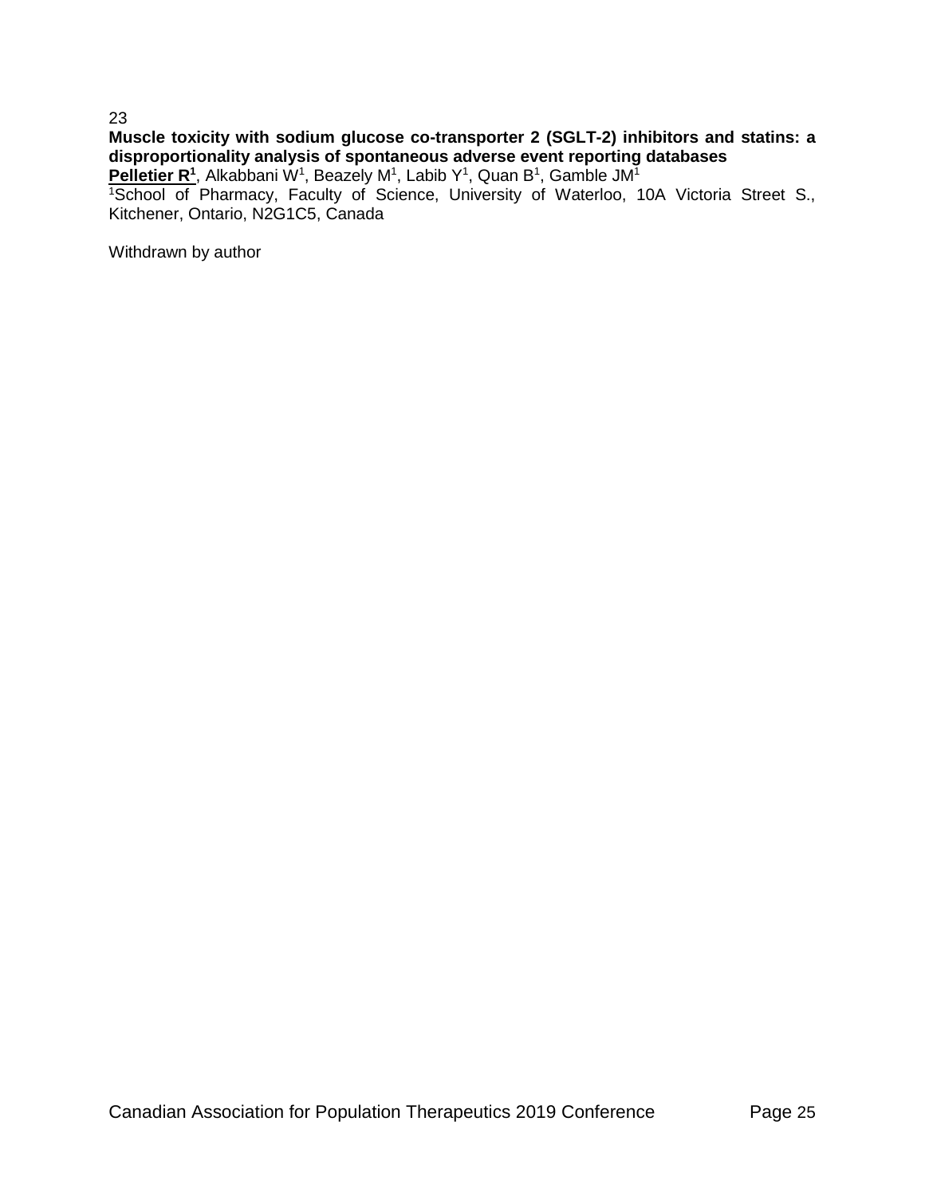23

**Muscle toxicity with sodium glucose co-transporter 2 (SGLT-2) inhibitors and statins: a disproportionality analysis of spontaneous adverse event reporting databases**

**Pelletier R[1]**, Alkabbani W[1], Beazely M[1], Labib Y[1], Quan B[1], Gamble JM[1]

[1]School of Pharmacy, Faculty of Science, University of Waterloo, 10A Victoria Street S., Kitchener, Ontario, N2G1C5, Canada

Withdrawn by author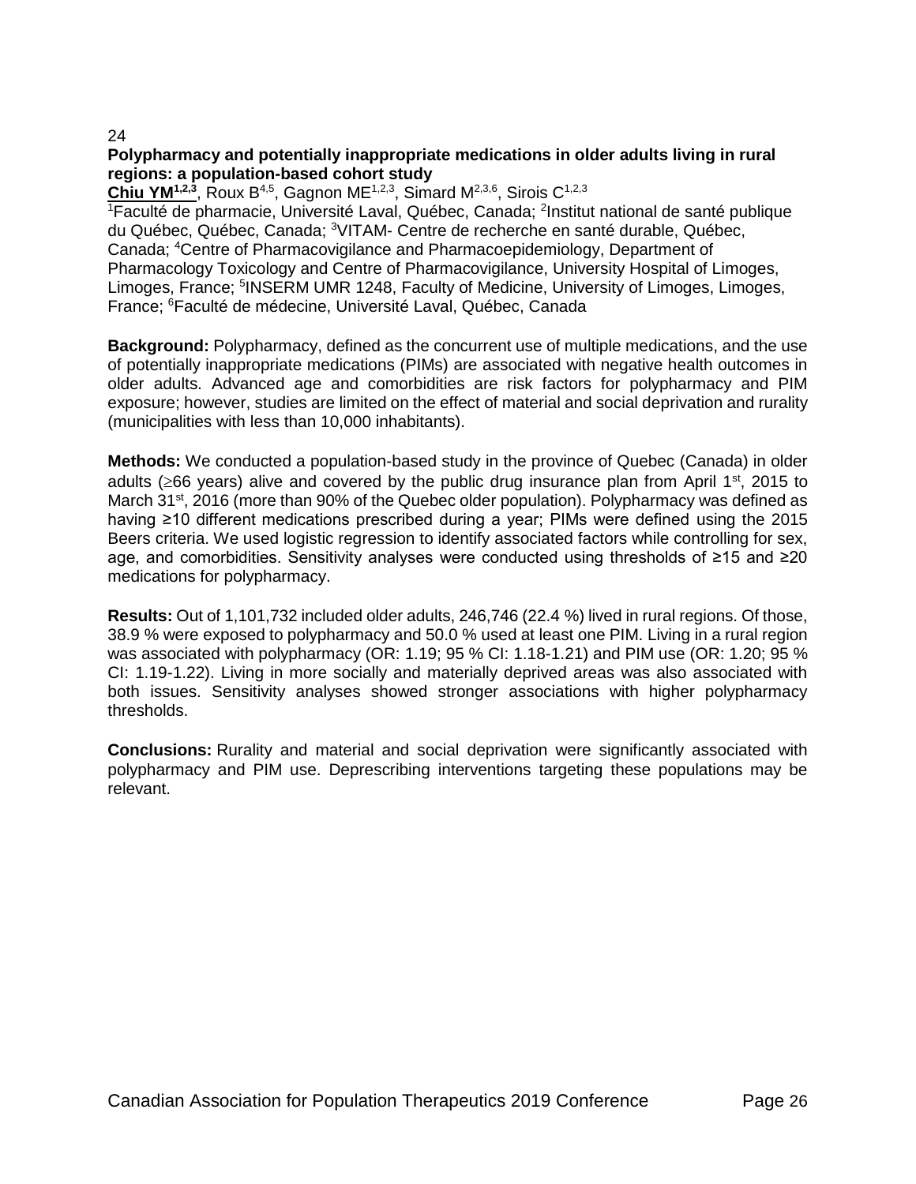24

**Polypharmacy and potentially inappropriate medications in older adults living in rural regions: a population-based cohort study**

**Chiu YM**[1,2,3], Roux B[4,5], Gagnon ME[1,2,3], Simard M[2,3,6], Sirois C[1,2,3]

[1]Faculté de pharmacie, Université Laval, Québec, Canada; [2]Institut national de santé publique du Québec, Québec, Canada; [3]VITAM- Centre de recherche en santé durable, Québec, Canada; [4]Centre of Pharmacovigilance and Pharmacoepidemiology, Department of Pharmacology Toxicology and Centre of Pharmacovigilance, University Hospital of Limoges, Limoges, France; [5]INSERM UMR 1248, Faculty of Medicine, University of Limoges, Limoges, France; [6]Faculté de médecine, Université Laval, Québec, Canada

**Background:** Polypharmacy, defined as the concurrent use of multiple medications, and the use of potentially inappropriate medications (PIMs) are associated with negative health outcomes in older adults. Advanced age and comorbidities are risk factors for polypharmacy and PIM exposure; however, studies are limited on the effect of material and social deprivation and rurality (municipalities with less than 10,000 inhabitants).

**Methods:** We conducted a population-based study in the province of Quebec (Canada) in older adults (≥66 years) alive and covered by the public drug insurance plan from April 1st, 2015 to March 31st, 2016 (more than 90% of the Quebec older population). Polypharmacy was defined as having ≥10 different medications prescribed during a year; PIMs were defined using the 2015 Beers criteria. We used logistic regression to identify associated factors while controlling for sex, age, and comorbidities. Sensitivity analyses were conducted using thresholds of ≥15 and ≥20 medications for polypharmacy.

**Results:** Out of 1,101,732 included older adults, 246,746 (22.4 %) lived in rural regions. Of those, 38.9 % were exposed to polypharmacy and 50.0 % used at least one PIM. Living in a rural region was associated with polypharmacy (OR: 1.19; 95 % CI: 1.18-1.21) and PIM use (OR: 1.20; 95 % CI: 1.19-1.22). Living in more socially and materially deprived areas was also associated with both issues. Sensitivity analyses showed stronger associations with higher polypharmacy thresholds.

**Conclusions:** Rurality and material and social deprivation were significantly associated with polypharmacy and PIM use. Deprescribing interventions targeting these populations may be relevant.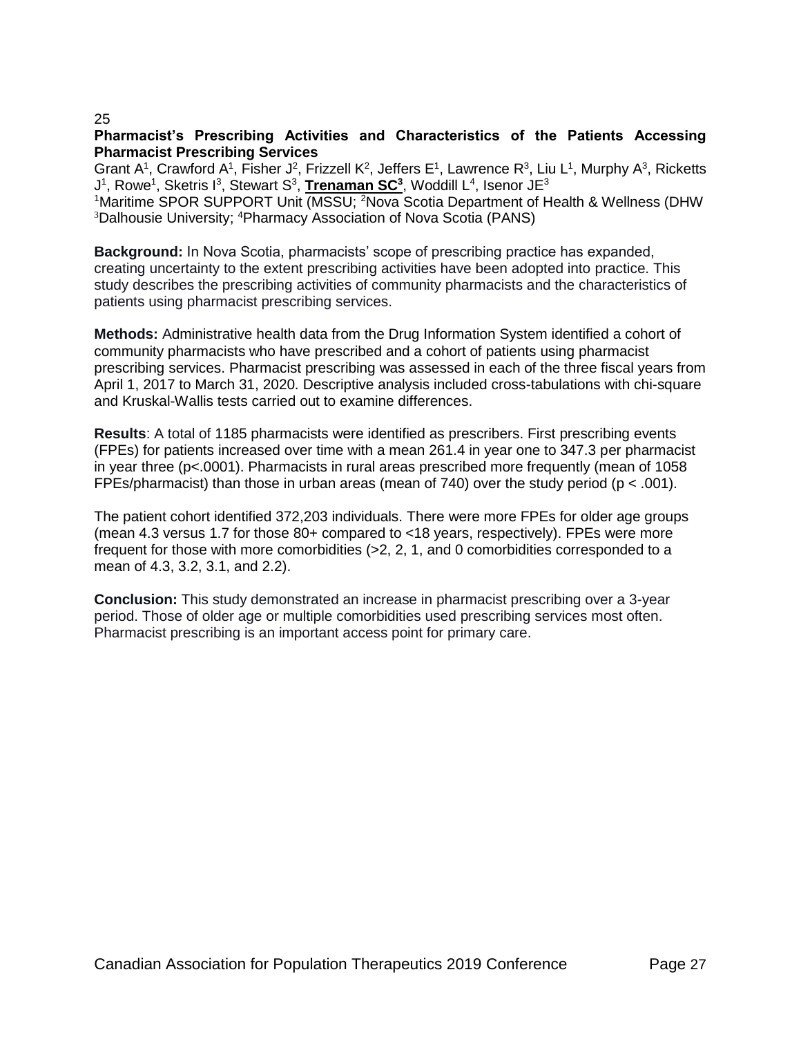25

**Pharmacist's Prescribing Activities and Characteristics of the Patients Accessing Pharmacist Prescribing Services**

Grant A[1], Crawford A[1], Fisher J[2], Frizzell K[2], Jeffers E[1], Lawrence R[3], Liu L[1], Murphy A[3], Ricketts J[1], Rowe[1], Sketris I[3], Stewart S[3], **Trenaman SC[3]**, Woddill L[4], Isenor JE[3]

[1]Maritime SPOR SUPPORT Unit (MSSU; [2]Nova Scotia Department of Health & Wellness (DHW [3]Dalhousie University; [4]Pharmacy Association of Nova Scotia (PANS)

**Background:** In Nova Scotia, pharmacists' scope of prescribing practice has expanded, creating uncertainty to the extent prescribing activities have been adopted into practice. This study describes the prescribing activities of community pharmacists and the characteristics of patients using pharmacist prescribing services.

**Methods:** Administrative health data from the Drug Information System identified a cohort of community pharmacists who have prescribed and a cohort of patients using pharmacist prescribing services. Pharmacist prescribing was assessed in each of the three fiscal years from April 1, 2017 to March 31, 2020. Descriptive analysis included cross-tabulations with chi-square and Kruskal-Wallis tests carried out to examine differences.

**Results**: A total of 1185 pharmacists were identified as prescribers. First prescribing events (FPEs) for patients increased over time with a mean 261.4 in year one to 347.3 per pharmacist in year three ($p<.0001$). Pharmacists in rural areas prescribed more frequently (mean of 1058 FPEs/pharmacist) than those in urban areas (mean of 740) over the study period ($p < .001$).

The patient cohort identified 372,203 individuals. There were more FPEs for older age groups (mean 4.3 versus 1.7 for those 80+ compared to <18 years, respectively). FPEs were more frequent for those with more comorbidities (>2, 2, 1, and 0 comorbidities corresponded to a mean of 4.3, 3.2, 3.1, and 2.2).

**Conclusion:** This study demonstrated an increase in pharmacist prescribing over a 3-year period. Those of older age or multiple comorbidities used prescribing services most often. Pharmacist prescribing is an important access point for primary care.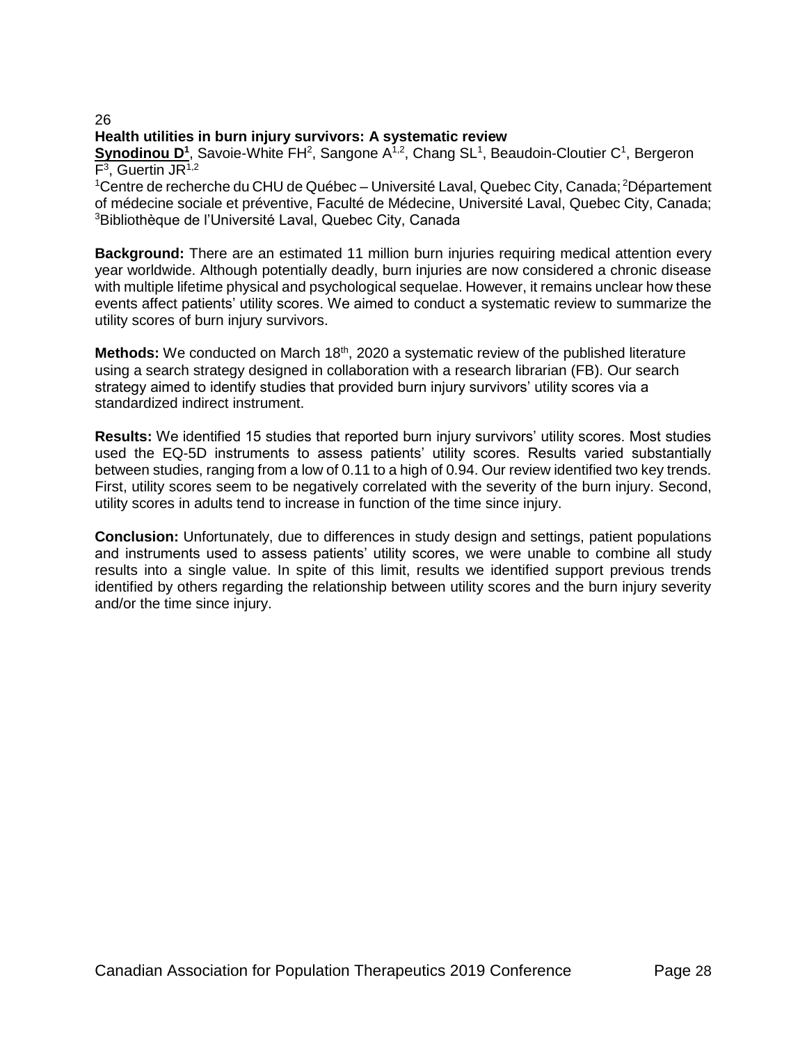26

## Health utilities in burn injury survivors: A systematic review

**<u>Synodinou D</u>[1]**, Savoie-White FH[2], Sangone A[1,2], Chang SL[1], Beaudoin-Cloutier C[1], Bergeron F[3], Guertin JR[1,2]

[1]Centre de recherche du CHU de Québec – Université Laval, Quebec City, Canada; [2]Département of médecine sociale et préventive, Faculté de Médecine, Université Laval, Quebec City, Canada; [3]Bibliothèque de l'Université Laval, Quebec City, Canada

**Background:** There are an estimated 11 million burn injuries requiring medical attention every year worldwide. Although potentially deadly, burn injuries are now considered a chronic disease with multiple lifetime physical and psychological sequelae. However, it remains unclear how these events affect patients' utility scores. We aimed to conduct a systematic review to summarize the utility scores of burn injury survivors.

**Methods:** We conducted on March 18th, 2020 a systematic review of the published literature using a search strategy designed in collaboration with a research librarian (FB). Our search strategy aimed to identify studies that provided burn injury survivors' utility scores via a standardized indirect instrument.

**Results:** We identified 15 studies that reported burn injury survivors' utility scores. Most studies used the EQ-5D instruments to assess patients' utility scores. Results varied substantially between studies, ranging from a low of 0.11 to a high of 0.94. Our review identified two key trends. First, utility scores seem to be negatively correlated with the severity of the burn injury. Second, utility scores in adults tend to increase in function of the time since injury.

**Conclusion:** Unfortunately, due to differences in study design and settings, patient populations and instruments used to assess patients' utility scores, we were unable to combine all study results into a single value. In spite of this limit, results we identified support previous trends identified by others regarding the relationship between utility scores and the burn injury severity and/or the time since injury.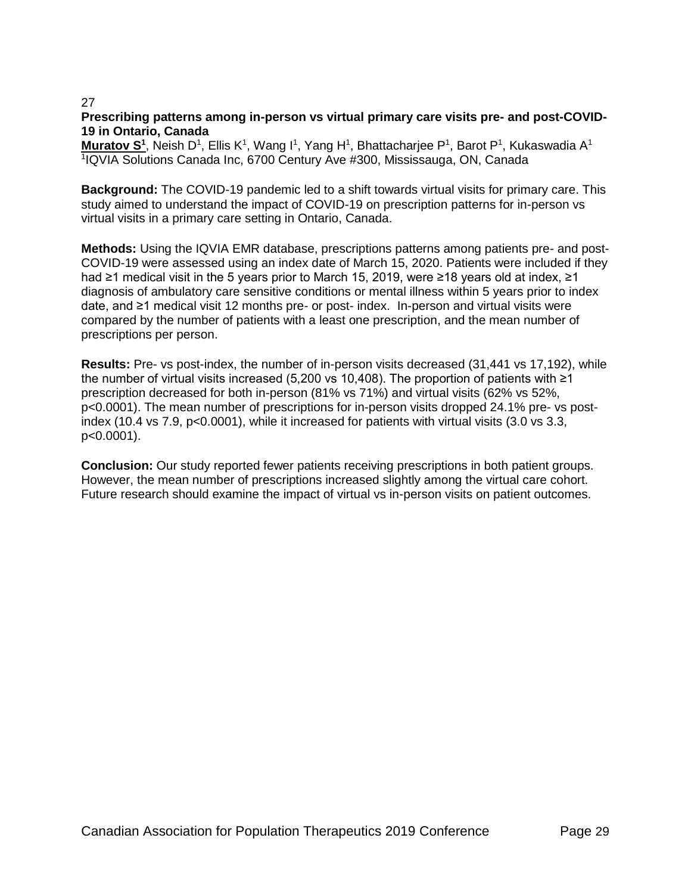27

**Prescribing patterns among in-person vs virtual primary care visits pre- and post-COVID-19 in Ontario, Canada**

**Muratov S[1]**, Neish D[1], Ellis K[1], Wang I[1], Yang H[1], Bhattacharjee P[1], Barot P[1], Kukaswadia A[1]
[1]IQVIA Solutions Canada Inc, 6700 Century Ave #300, Mississauga, ON, Canada

**Background:** The COVID-19 pandemic led to a shift towards virtual visits for primary care. This study aimed to understand the impact of COVID-19 on prescription patterns for in-person vs virtual visits in a primary care setting in Ontario, Canada.

**Methods:** Using the IQVIA EMR database, prescriptions patterns among patients pre- and post-COVID-19 were assessed using an index date of March 15, 2020. Patients were included if they had ≥1 medical visit in the 5 years prior to March 15, 2019, were ≥18 years old at index, ≥1 diagnosis of ambulatory care sensitive conditions or mental illness within 5 years prior to index date, and ≥1 medical visit 12 months pre- or post- index. In-person and virtual visits were compared by the number of patients with a least one prescription, and the mean number of prescriptions per person.

**Results:** Pre- vs post-index, the number of in-person visits decreased (31,441 vs 17,192), while the number of virtual visits increased (5,200 vs 10,408). The proportion of patients with ≥1 prescription decreased for both in-person (81% vs 71%) and virtual visits (62% vs 52%, $p<0.0001$). The mean number of prescriptions for in-person visits dropped 24.1% pre- vs post-index (10.4 vs 7.9, $p<0.0001$), while it increased for patients with virtual visits (3.0 vs 3.3, $p<0.0001$).

**Conclusion:** Our study reported fewer patients receiving prescriptions in both patient groups. However, the mean number of prescriptions increased slightly among the virtual care cohort. Future research should examine the impact of virtual vs in-person visits on patient outcomes.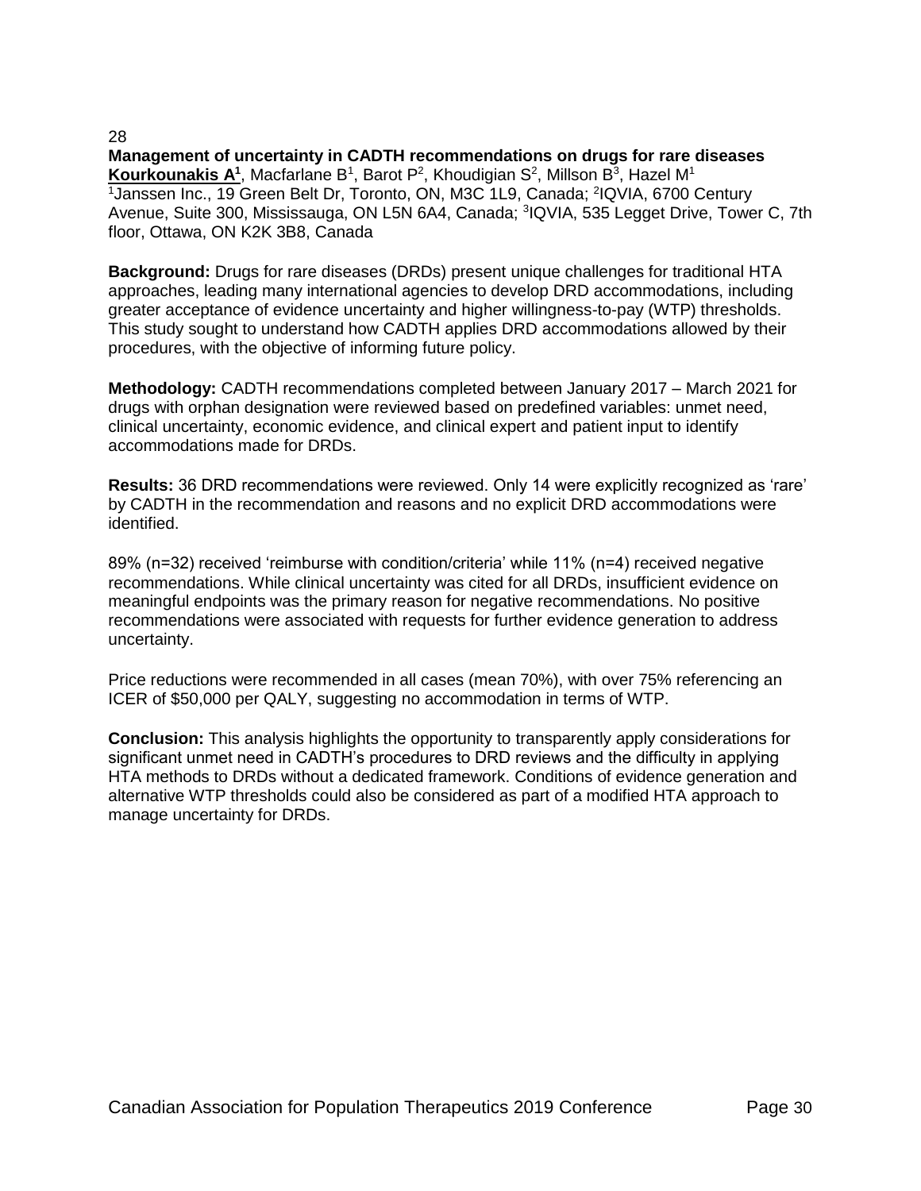28

**Management of uncertainty in CADTH recommendations on drugs for rare diseases**

**Kourkounakis A[1]**, Macfarlane B[1], Barot P[2], Khoudigian S[2], Millson B[3], Hazel M[1]

[1]Janssen Inc., 19 Green Belt Dr, Toronto, ON, M3C 1L9, Canada; [2]IQVIA, 6700 Century Avenue, Suite 300, Mississauga, ON L5N 6A4, Canada; [3]IQVIA, 535 Legget Drive, Tower C, 7th floor, Ottawa, ON K2K 3B8, Canada

**Background:** Drugs for rare diseases (DRDs) present unique challenges for traditional HTA approaches, leading many international agencies to develop DRD accommodations, including greater acceptance of evidence uncertainty and higher willingness-to-pay (WTP) thresholds. This study sought to understand how CADTH applies DRD accommodations allowed by their procedures, with the objective of informing future policy.

**Methodology:** CADTH recommendations completed between January 2017 – March 2021 for drugs with orphan designation were reviewed based on predefined variables: unmet need, clinical uncertainty, economic evidence, and clinical expert and patient input to identify accommodations made for DRDs.

**Results:** 36 DRD recommendations were reviewed. Only 14 were explicitly recognized as 'rare' by CADTH in the recommendation and reasons and no explicit DRD accommodations were identified.

89% (n=32) received 'reimburse with condition/criteria' while 11% (n=4) received negative recommendations. While clinical uncertainty was cited for all DRDs, insufficient evidence on meaningful endpoints was the primary reason for negative recommendations. No positive recommendations were associated with requests for further evidence generation to address uncertainty.

Price reductions were recommended in all cases (mean 70%), with over 75% referencing an ICER of $50,000 per QALY, suggesting no accommodation in terms of WTP.

**Conclusion:** This analysis highlights the opportunity to transparently apply considerations for significant unmet need in CADTH's procedures to DRD reviews and the difficulty in applying HTA methods to DRDs without a dedicated framework. Conditions of evidence generation and alternative WTP thresholds could also be considered as part of a modified HTA approach to manage uncertainty for DRDs.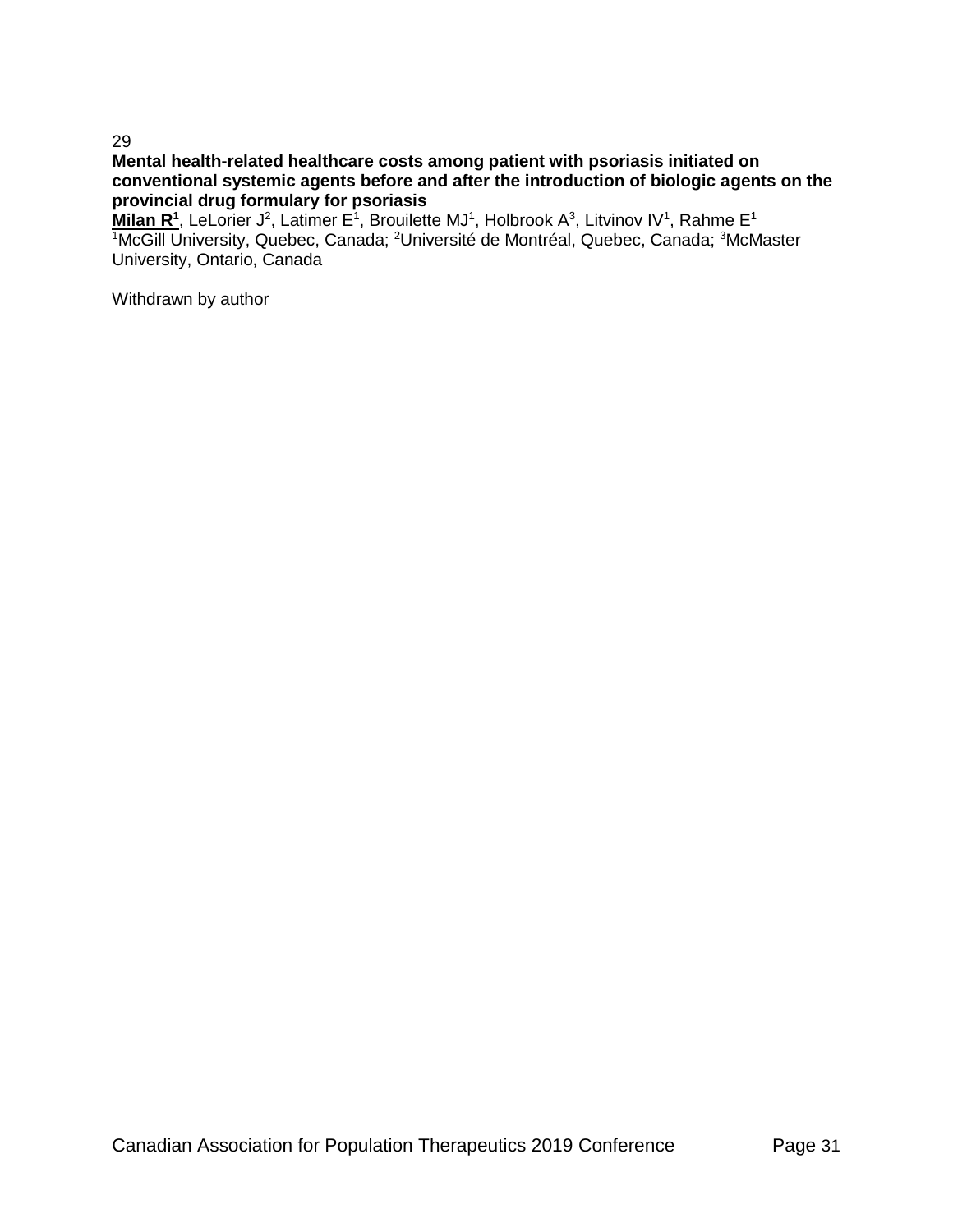29

**Mental health-related healthcare costs among patient with psoriasis initiated on conventional systemic agents before and after the introduction of biologic agents on the provincial drug formulary for psoriasis**

**Milan R[1]**, LeLorier J[2], Latimer E[1], Brouilette MJ[1], Holbrook A[3], Litvinov IV[1], Rahme E[1]

[1]McGill University, Quebec, Canada; [2]Université de Montréal, Quebec, Canada; [3]McMaster University, Ontario, Canada

Withdrawn by author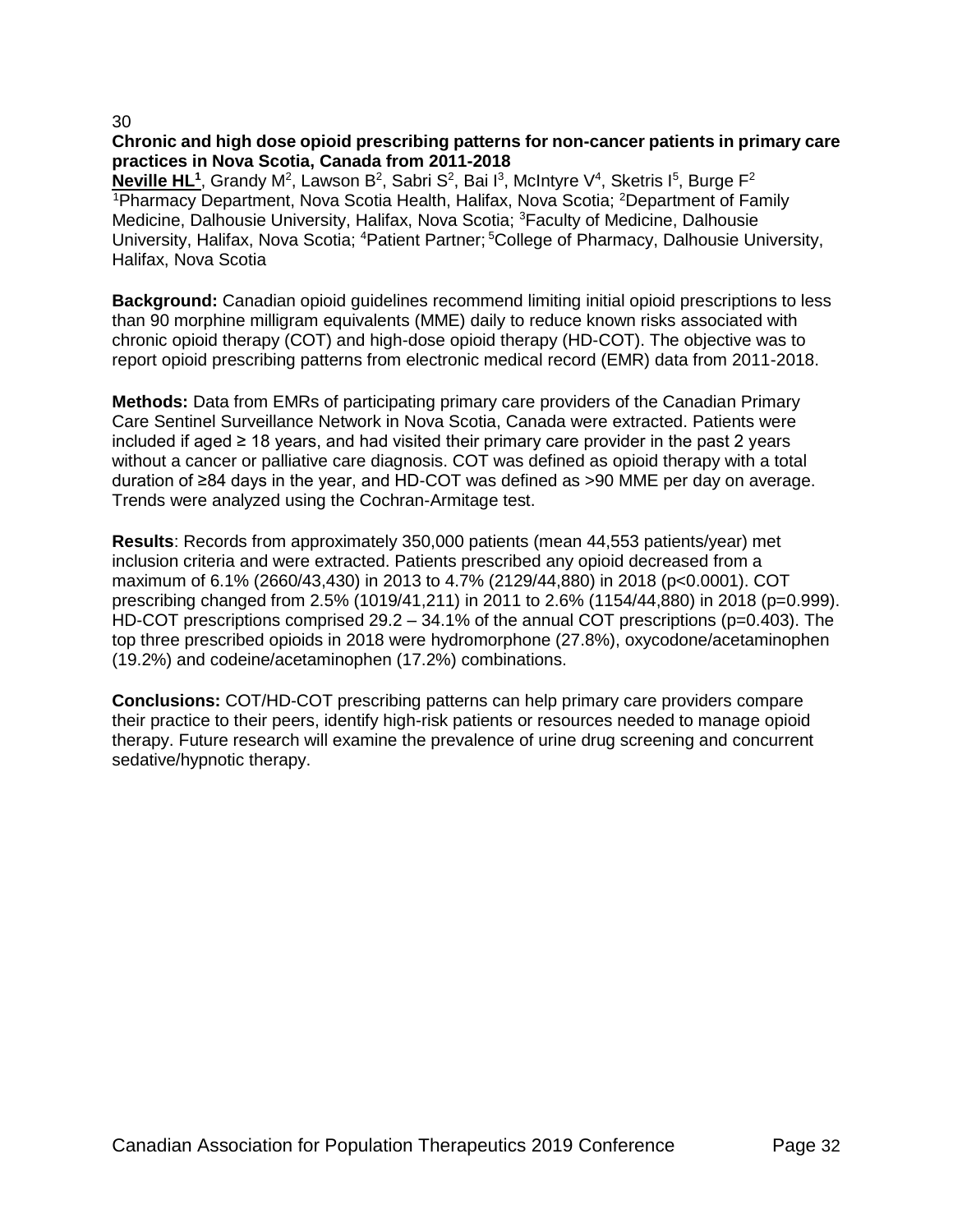30

**Chronic and high dose opioid prescribing patterns for non-cancer patients in primary care practices in Nova Scotia, Canada from 2011-2018**

**<u>Neville HL</u>[1]**, Grandy M[2], Lawson B[2], Sabri S[2], Bai I[3], McIntyre V[4], Sketris I[5], Burge F[2]
[1]Pharmacy Department, Nova Scotia Health, Halifax, Nova Scotia; [2]Department of Family Medicine, Dalhousie University, Halifax, Nova Scotia; [3]Faculty of Medicine, Dalhousie University, Halifax, Nova Scotia; [4]Patient Partner; [5]College of Pharmacy, Dalhousie University, Halifax, Nova Scotia

**Background:** Canadian opioid guidelines recommend limiting initial opioid prescriptions to less than 90 morphine milligram equivalents (MME) daily to reduce known risks associated with chronic opioid therapy (COT) and high-dose opioid therapy (HD-COT). The objective was to report opioid prescribing patterns from electronic medical record (EMR) data from 2011-2018.

**Methods:** Data from EMRs of participating primary care providers of the Canadian Primary Care Sentinel Surveillance Network in Nova Scotia, Canada were extracted. Patients were included if aged ≥ 18 years, and had visited their primary care provider in the past 2 years without a cancer or palliative care diagnosis. COT was defined as opioid therapy with a total duration of ≥84 days in the year, and HD-COT was defined as >90 MME per day on average. Trends were analyzed using the Cochran-Armitage test.

**Results**: Records from approximately 350,000 patients (mean 44,553 patients/year) met inclusion criteria and were extracted. Patients prescribed any opioid decreased from a maximum of 6.1% (2660/43,430) in 2013 to 4.7% (2129/44,880) in 2018 ($p<0.0001$). COT prescribing changed from 2.5% (1019/41,211) in 2011 to 2.6% (1154/44,880) in 2018 ($p=0.999$). HD-COT prescriptions comprised 29.2 – 34.1% of the annual COT prescriptions ($p=0.403$). The top three prescribed opioids in 2018 were hydromorphone (27.8%), oxycodone/acetaminophen (19.2%) and codeine/acetaminophen (17.2%) combinations.

**Conclusions:** COT/HD-COT prescribing patterns can help primary care providers compare their practice to their peers, identify high-risk patients or resources needed to manage opioid therapy. Future research will examine the prevalence of urine drug screening and concurrent sedative/hypnotic therapy.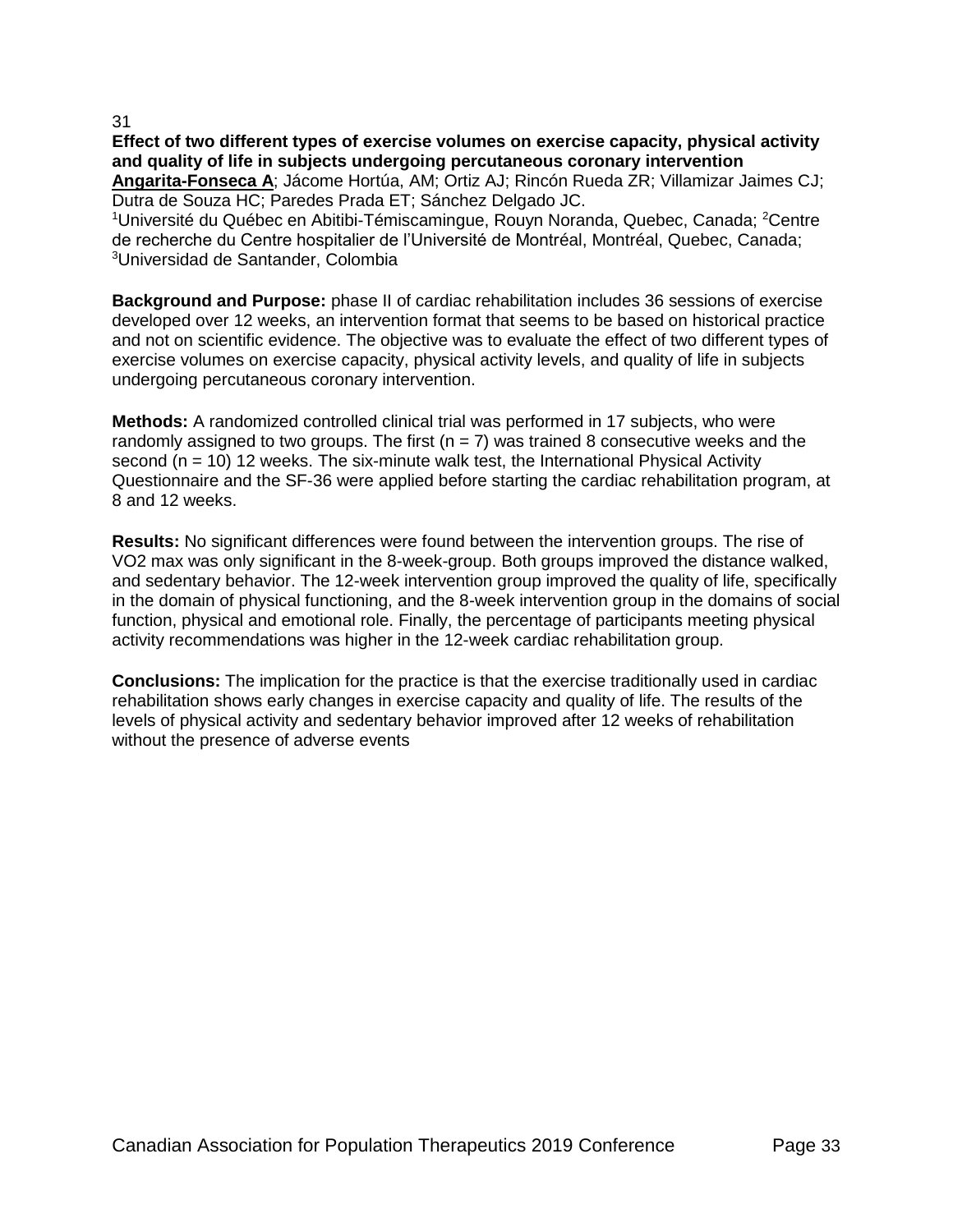31

**Effect of two different types of exercise volumes on exercise capacity, physical activity and quality of life in subjects undergoing percutaneous coronary intervention**

**Angarita-Fonseca A**; Jácome Hortúa, AM; Ortiz AJ; Rincón Rueda ZR; Villamizar Jaimes CJ; Dutra de Souza HC; Paredes Prada ET; Sánchez Delgado JC.

[1]Université du Québec en Abitibi-Témiscamingue, Rouyn Noranda, Quebec, Canada; [2]Centre de recherche du Centre hospitalier de l'Université de Montréal, Montréal, Quebec, Canada; [3]Universidad de Santander, Colombia

**Background and Purpose:** phase II of cardiac rehabilitation includes 36 sessions of exercise developed over 12 weeks, an intervention format that seems to be based on historical practice and not on scientific evidence. The objective was to evaluate the effect of two different types of exercise volumes on exercise capacity, physical activity levels, and quality of life in subjects undergoing percutaneous coronary intervention.

**Methods:** A randomized controlled clinical trial was performed in 17 subjects, who were randomly assigned to two groups. The first ($n = 7$) was trained 8 consecutive weeks and the second ($n = 10$) 12 weeks. The six-minute walk test, the International Physical Activity Questionnaire and the SF-36 were applied before starting the cardiac rehabilitation program, at 8 and 12 weeks.

**Results:** No significant differences were found between the intervention groups. The rise of $VO_2$ max was only significant in the 8-week-group. Both groups improved the distance walked, and sedentary behavior. The 12-week intervention group improved the quality of life, specifically in the domain of physical functioning, and the 8-week intervention group in the domains of social function, physical and emotional role. Finally, the percentage of participants meeting physical activity recommendations was higher in the 12-week cardiac rehabilitation group.

**Conclusions:** The implication for the practice is that the exercise traditionally used in cardiac rehabilitation shows early changes in exercise capacity and quality of life. The results of the levels of physical activity and sedentary behavior improved after 12 weeks of rehabilitation without the presence of adverse events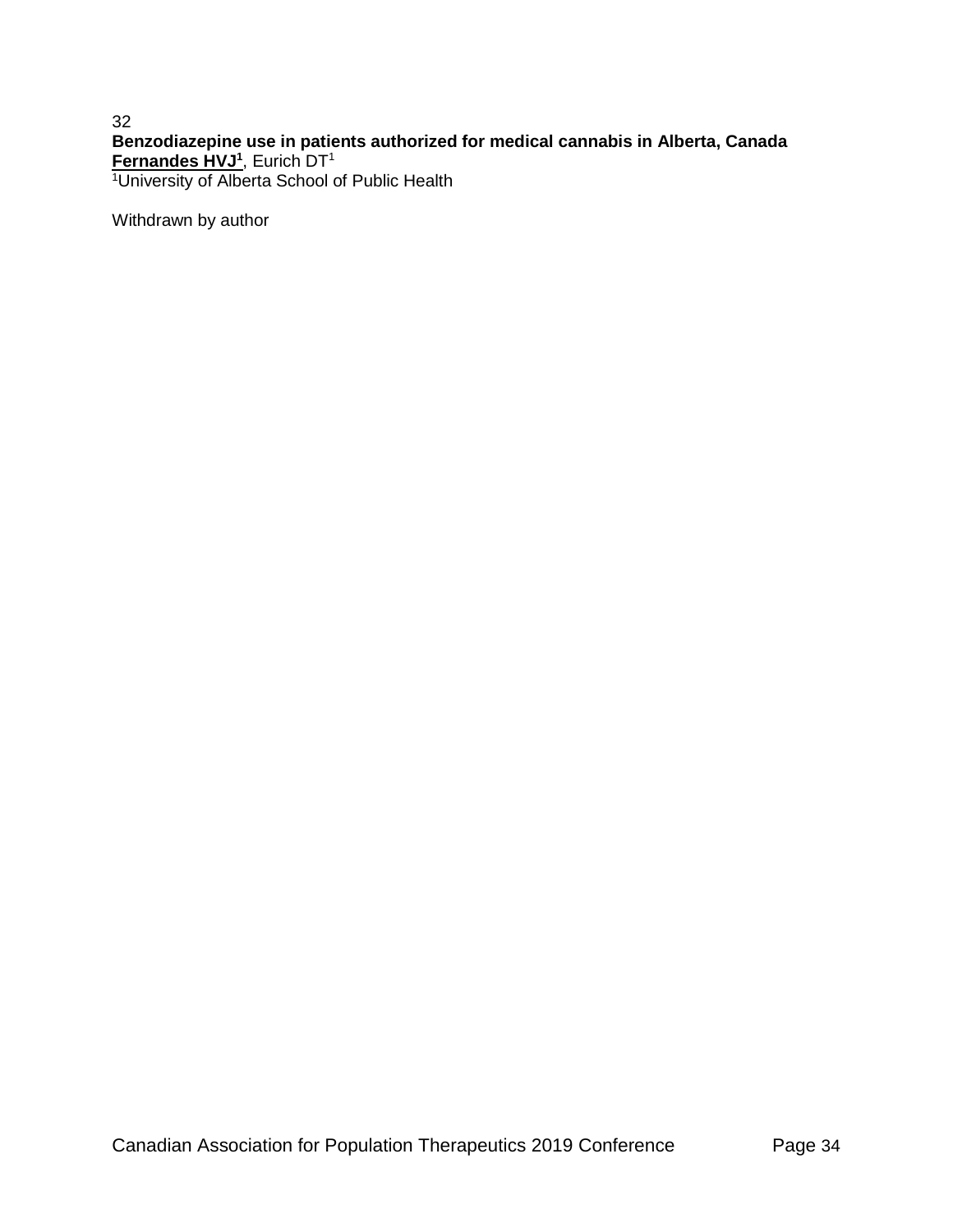32

**Benzodiazepine use in patients authorized for medical cannabis in Alberta, Canada**

**Fernandes HVJ[1]**, Eurich DT[1]

[1]University of Alberta School of Public Health

Withdrawn by author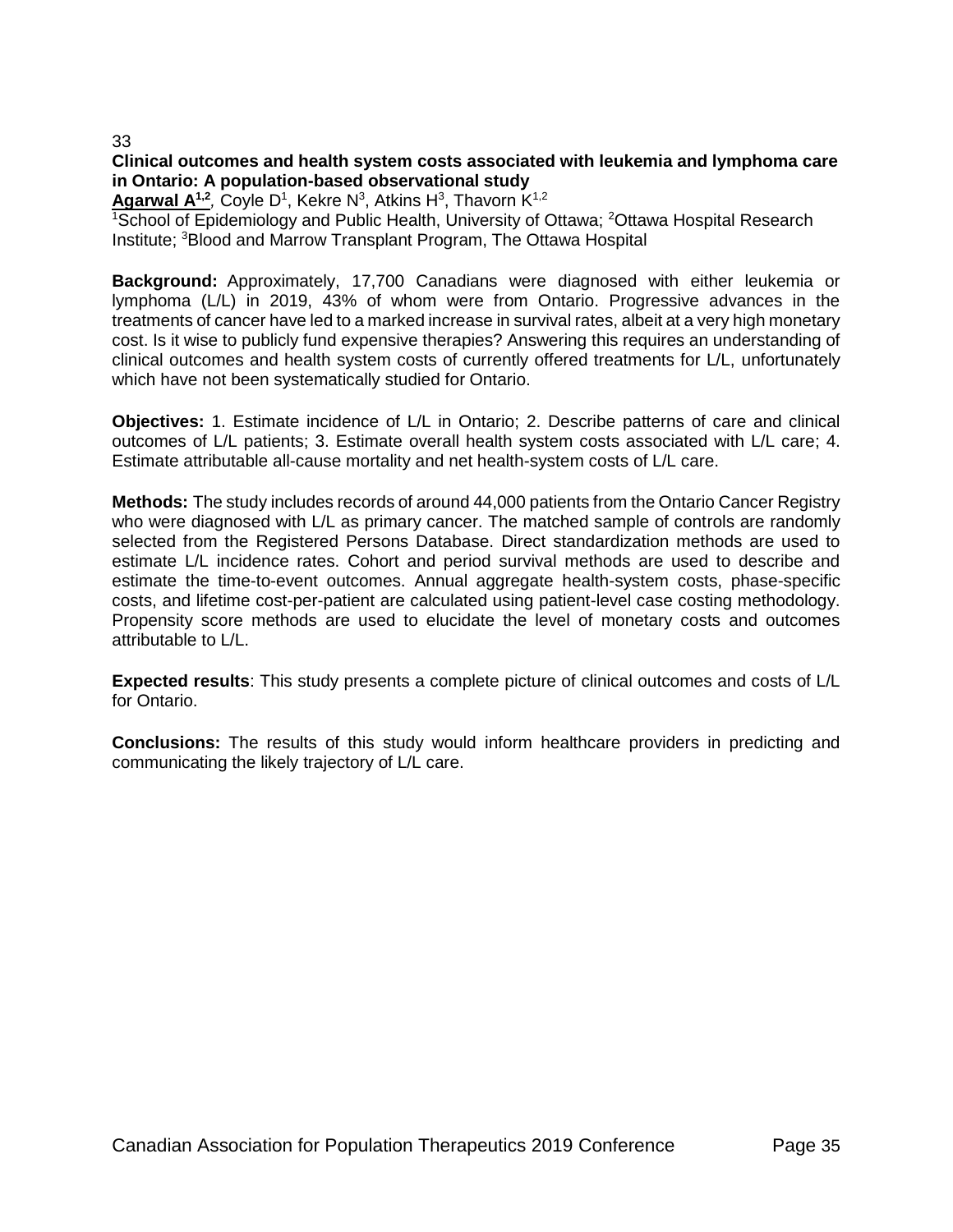33

**Clinical outcomes and health system costs associated with leukemia and lymphoma care in Ontario: A population-based observational study**

**Agarwal A**[1,2], Coyle D[1], Kekre N[3], Atkins H[3], Thavorn K[1,2]

[1]School of Epidemiology and Public Health, University of Ottawa; [2]Ottawa Hospital Research Institute; [3]Blood and Marrow Transplant Program, The Ottawa Hospital

**Background:** Approximately, 17,700 Canadians were diagnosed with either leukemia or lymphoma (L/L) in 2019, 43% of whom were from Ontario. Progressive advances in the treatments of cancer have led to a marked increase in survival rates, albeit at a very high monetary cost. Is it wise to publicly fund expensive therapies? Answering this requires an understanding of clinical outcomes and health system costs of currently offered treatments for L/L, unfortunately which have not been systematically studied for Ontario.

**Objectives:** 1. Estimate incidence of L/L in Ontario; 2. Describe patterns of care and clinical outcomes of L/L patients; 3. Estimate overall health system costs associated with L/L care; 4. Estimate attributable all-cause mortality and net health-system costs of L/L care.

**Methods:** The study includes records of around 44,000 patients from the Ontario Cancer Registry who were diagnosed with L/L as primary cancer. The matched sample of controls are randomly selected from the Registered Persons Database. Direct standardization methods are used to estimate L/L incidence rates. Cohort and period survival methods are used to describe and estimate the time-to-event outcomes. Annual aggregate health-system costs, phase-specific costs, and lifetime cost-per-patient are calculated using patient-level case costing methodology. Propensity score methods are used to elucidate the level of monetary costs and outcomes attributable to L/L.

**Expected results**: This study presents a complete picture of clinical outcomes and costs of L/L for Ontario.

**Conclusions:** The results of this study would inform healthcare providers in predicting and communicating the likely trajectory of L/L care.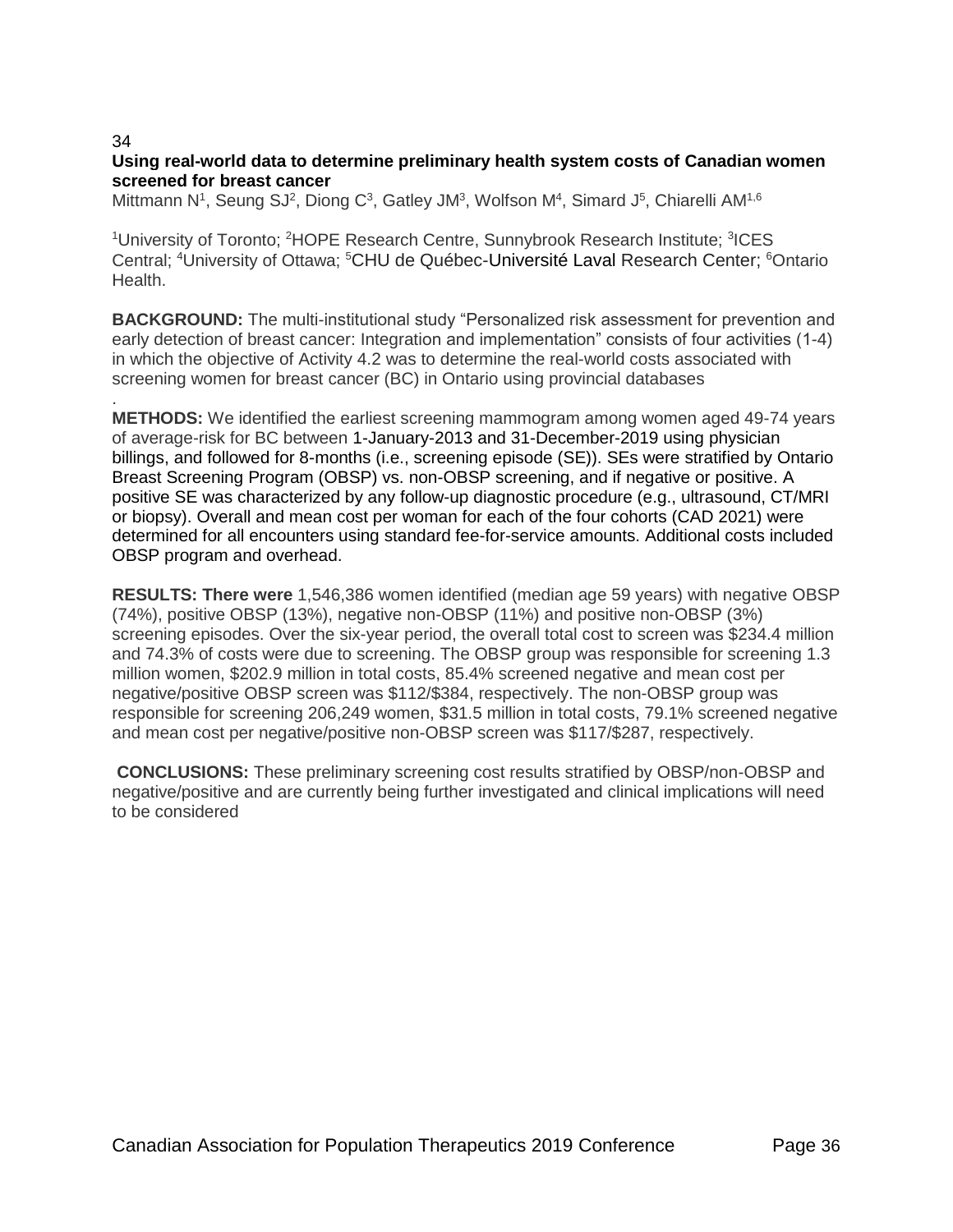34

**Using real-world data to determine preliminary health system costs of Canadian women screened for breast cancer**

Mittmann N[1], Seung SJ[2], Diong C[3], Gatley JM[3], Wolfson M[4], Simard J[5], Chiarelli AM[1,6]

[1]University of Toronto; [2]HOPE Research Centre, Sunnybrook Research Institute; [3]ICES Central; [4]University of Ottawa; [5]CHU de Québec-Université Laval Research Center; [6]Ontario Health.

**BACKGROUND:** The multi-institutional study "Personalized risk assessment for prevention and early detection of breast cancer: Integration and implementation" consists of four activities (1-4) in which the objective of Activity 4.2 was to determine the real-world costs associated with screening women for breast cancer (BC) in Ontario using provincial databases
.

**METHODS:** We identified the earliest screening mammogram among women aged 49-74 years of average-risk for BC between 1-January-2013 and 31-December-2019 using physician billings, and followed for 8-months (i.e., screening episode (SE)). SEs were stratified by Ontario Breast Screening Program (OBSP) vs. non-OBSP screening, and if negative or positive. A positive SE was characterized by any follow-up diagnostic procedure (e.g., ultrasound, CT/MRI or biopsy). Overall and mean cost per woman for each of the four cohorts (CAD 2021) were determined for all encounters using standard fee-for-service amounts. Additional costs included OBSP program and overhead.

**RESULTS: There were** 1,546,386 women identified (median age 59 years) with negative OBSP (74%), positive OBSP (13%), negative non-OBSP (11%) and positive non-OBSP (3%) screening episodes. Over the six-year period, the overall total cost to screen was $234.4 million and 74.3% of costs were due to screening. The OBSP group was responsible for screening 1.3 million women, $202.9 million in total costs, 85.4% screened negative and mean cost per negative/positive OBSP screen was $112/$384, respectively. The non-OBSP group was responsible for screening 206,249 women, $31.5 million in total costs, 79.1% screened negative and mean cost per negative/positive non-OBSP screen was $117/$287, respectively.

**CONCLUSIONS:** These preliminary screening cost results stratified by OBSP/non-OBSP and negative/positive and are currently being further investigated and clinical implications will need to be considered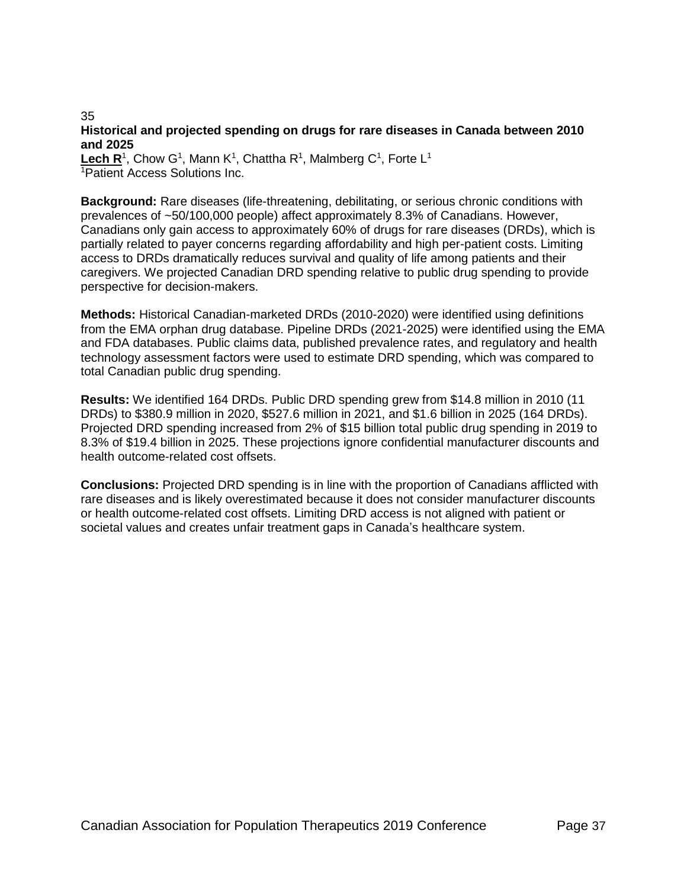35

## Historical and projected spending on drugs for rare diseases in Canada between 2010 and 2025

**Lech R**[1], Chow G[1], Mann K[1], Chattha R[1], Malmberg C[1], Forte L[1]

[1]Patient Access Solutions Inc.

**Background:** Rare diseases (life-threatening, debilitating, or serious chronic conditions with prevalences of ~50/100,000 people) affect approximately 8.3% of Canadians. However, Canadians only gain access to approximately 60% of drugs for rare diseases (DRDs), which is partially related to payer concerns regarding affordability and high per-patient costs. Limiting access to DRDs dramatically reduces survival and quality of life among patients and their caregivers. We projected Canadian DRD spending relative to public drug spending to provide perspective for decision-makers.

**Methods:** Historical Canadian-marketed DRDs (2010-2020) were identified using definitions from the EMA orphan drug database. Pipeline DRDs (2021-2025) were identified using the EMA and FDA databases. Public claims data, published prevalence rates, and regulatory and health technology assessment factors were used to estimate DRD spending, which was compared to total Canadian public drug spending.

**Results:** We identified 164 DRDs. Public DRD spending grew from $14.8 million in 2010 (11 DRDs) to $380.9 million in 2020, $527.6 million in 2021, and $1.6 billion in 2025 (164 DRDs). Projected DRD spending increased from 2% of $15 billion total public drug spending in 2019 to 8.3% of $19.4 billion in 2025. These projections ignore confidential manufacturer discounts and health outcome-related cost offsets.

**Conclusions:** Projected DRD spending is in line with the proportion of Canadians afflicted with rare diseases and is likely overestimated because it does not consider manufacturer discounts or health outcome-related cost offsets. Limiting DRD access is not aligned with patient or societal values and creates unfair treatment gaps in Canada's healthcare system.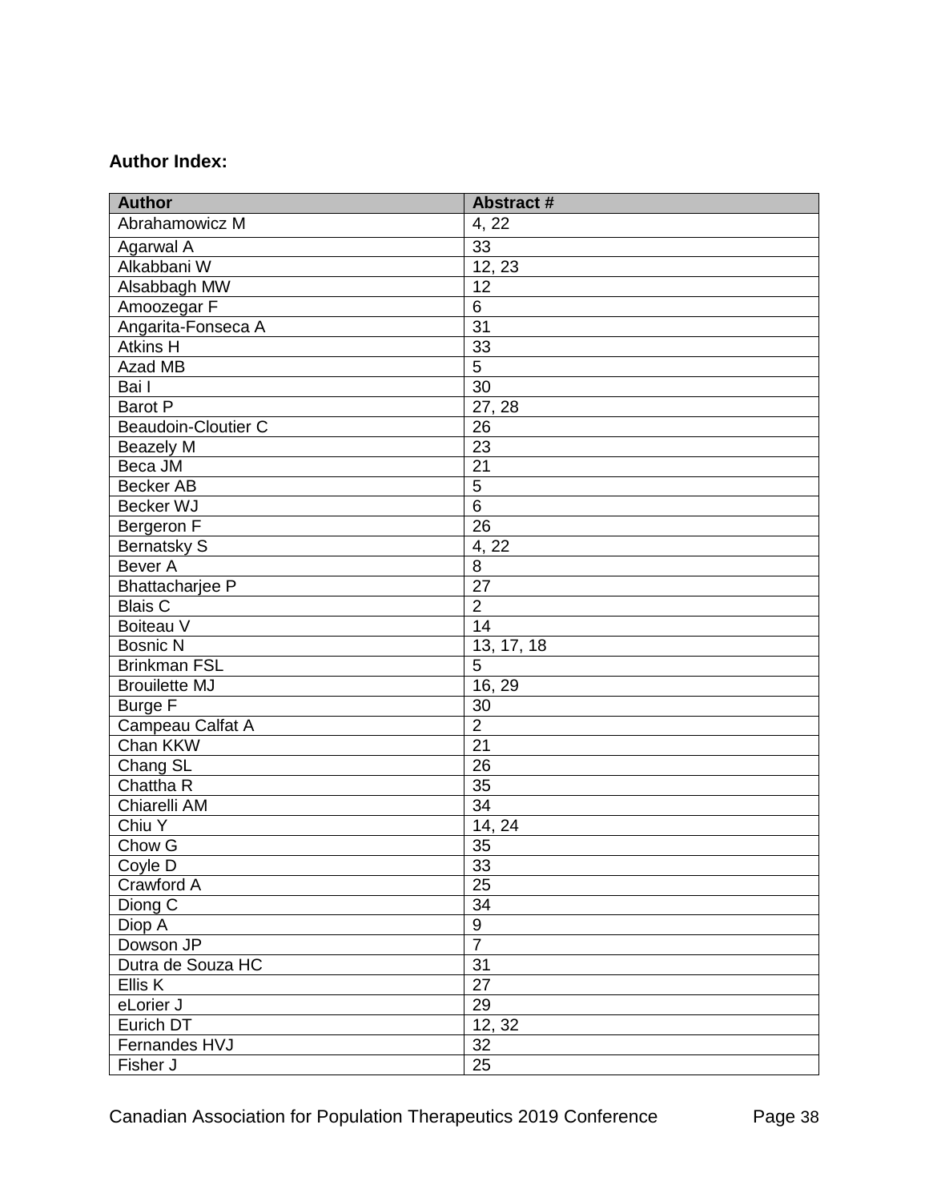**Author Index:**

| Author | Abstract # |
|---|---|
| Abrahamowicz M | 4, 22 |
| Agarwal A | 33 |
| Alkabbani W | 12, 23 |
| Alsabbagh MW | 12 |
| Amoozegar F | 6 |
| Angarita-Fonseca A | 31 |
| Atkins H | 33 |
| Azad MB | 5 |
| Bai I | 30 |
| Barot P | 27, 28 |
| Beaudoin-Cloutier C | 26 |
| Beazely M | 23 |
| Beca JM | 21 |
| Becker AB | 5 |
| Becker WJ | 6 |
| Bergeron F | 26 |
| Bernatsky S | 4, 22 |
| Bever A | 8 |
| Bhattacharjee P | 27 |
| Blais C | 2 |
| Boiteau V | 14 |
| Bosnic N | 13, 17, 18 |
| Brinkman FSL | 5 |
| Brouilette MJ | 16, 29 |
| Burge F | 30 |
| Campeau Calfat A | 2 |
| Chan KKW | 21 |
| Chang SL | 26 |
| Chattha R | 35 |
| Chiarelli AM | 34 |
| Chiu Y | 14, 24 |
| Chow G | 35 |
| Coyle D | 33 |
| Crawford A | 25 |
| Diong C | 34 |
| Diop A | 9 |
| Dowson JP | 7 |
| Dutra de Souza HC | 31 |
| Ellis K | 27 |
| eLorier J | 29 |
| Eurich DT | 12, 32 |
| Fernandes HVJ | 32 |
| Fisher J | 25 |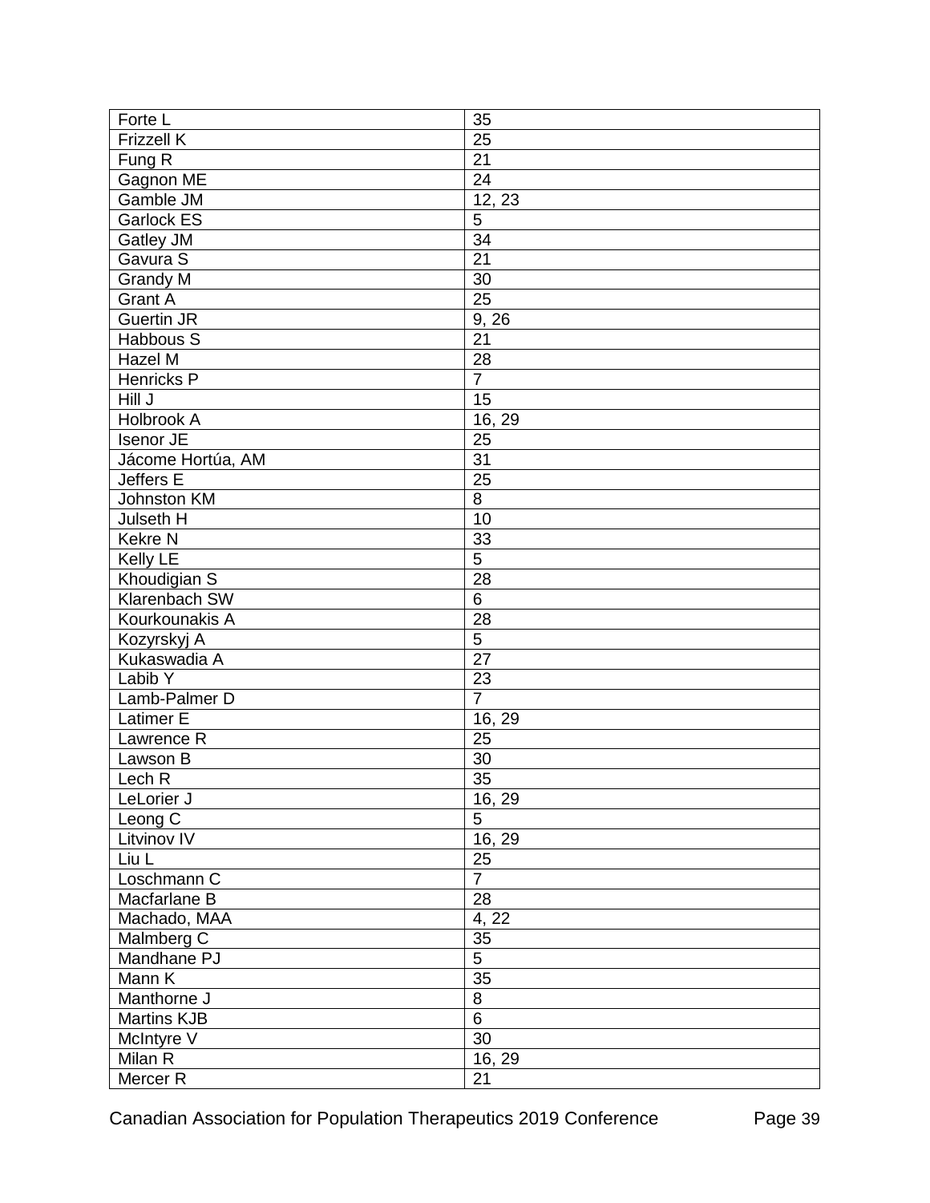| | |
|---|---|
| Forte L | 35 |
| Frizzell K | 25 |
| Fung R | 21 |
| Gagnon ME | 24 |
| Gamble JM | 12, 23 |
| Garlock ES | 5 |
| Gatley JM | 34 |
| Gavura S | 21 |
| Grandy M | 30 |
| Grant A | 25 |
| Guertin JR | 9, 26 |
| Habbous S | 21 |
| Hazel M | 28 |
| Henricks P | 7 |
| Hill J | 15 |
| Holbrook A | 16, 29 |
| Isenor JE | 25 |
| Jácome Hortúa, AM | 31 |
| Jeffers E | 25 |
| Johnston KM | 8 |
| Julseth H | 10 |
| Kekre N | 33 |
| Kelly LE | 5 |
| Khoudigian S | 28 |
| Klarenbach SW | 6 |
| Kourkounakis A | 28 |
| Kozyrskyj A | 5 |
| Kukaswadia A | 27 |
| Labib Y | 23 |
| Lamb-Palmer D | 7 |
| Latimer E | 16, 29 |
| Lawrence R | 25 |
| Lawson B | 30 |
| Lech R | 35 |
| LeLorier J | 16, 29 |
| Leong C | 5 |
| Litvinov IV | 16, 29 |
| Liu L | 25 |
| Loschmann C | 7 |
| Macfarlane B | 28 |
| Machado, MAA | 4, 22 |
| Malmberg C | 35 |
| Mandhane PJ | 5 |
| Mann K | 35 |
| Manthorne J | 8 |
| Martins KJB | 6 |
| McIntyre V | 30 |
| Milan R | 16, 29 |
| Mercer R | 21 |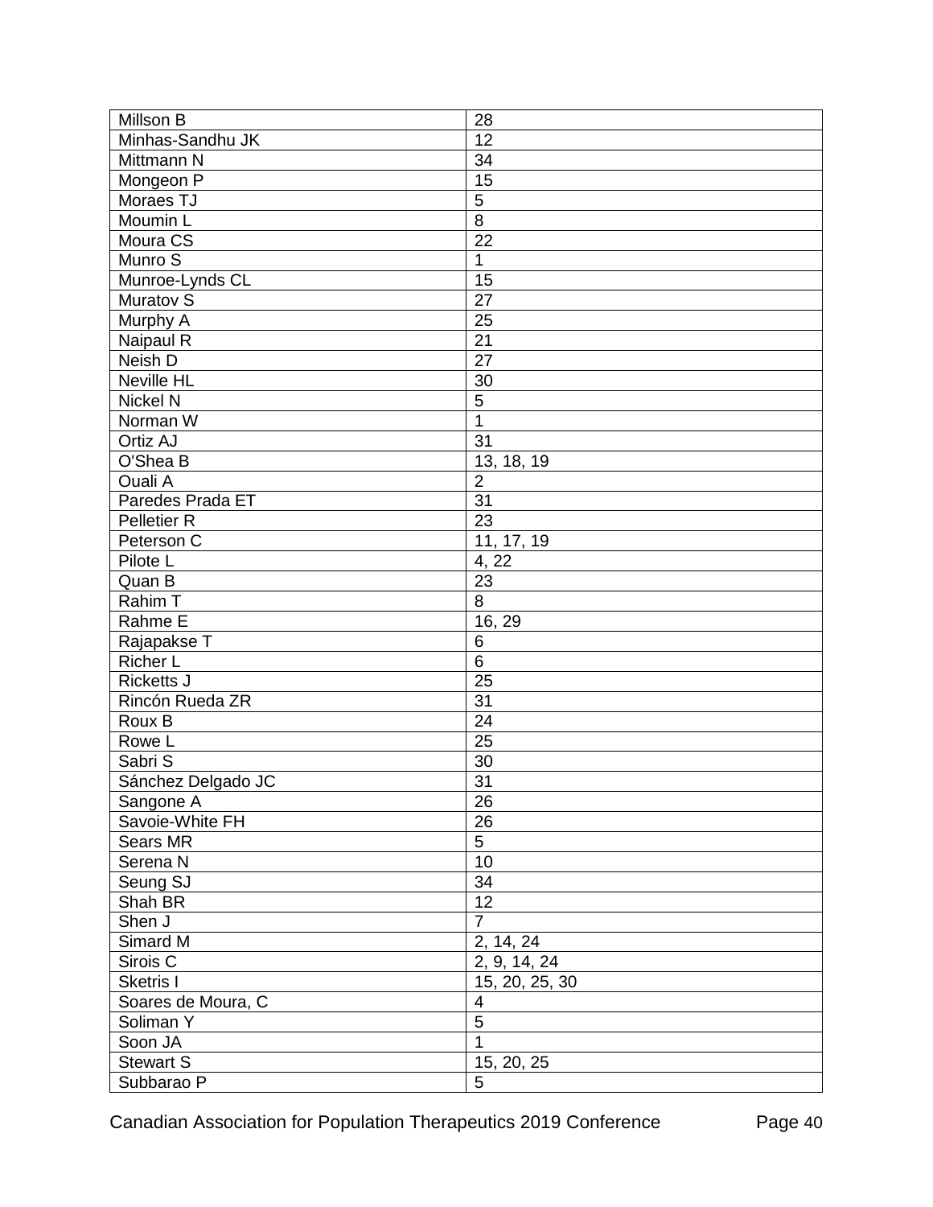| Millson B | 28 |
|---|---|
| Minhas-Sandhu JK | 12 |
| Mittmann N | 34 |
| Mongeon P | 15 |
| Moraes TJ | 5 |
| Moumin L | 8 |
| Moura CS | 22 |
| Munro S | 1 |
| Munroe-Lynds CL | 15 |
| Muratov S | 27 |
| Murphy A | 25 |
| Naipaul R | 21 |
| Neish D | 27 |
| Neville HL | 30 |
| Nickel N | 5 |
| Norman W | 1 |
| Ortiz AJ | 31 |
| O'Shea B | 13, 18, 19 |
| Ouali A | 2 |
| Paredes Prada ET | 31 |
| Pelletier R | 23 |
| Peterson C | 11, 17, 19 |
| Pilote L | 4, 22 |
| Quan B | 23 |
| Rahim T | 8 |
| Rahme E | 16, 29 |
| Rajapakse T | 6 |
| Richer L | 6 |
| Ricketts J | 25 |
| Rincón Rueda ZR | 31 |
| Roux B | 24 |
| Rowe L | 25 |
| Sabri S | 30 |
| Sánchez Delgado JC | 31 |
| Sangone A | 26 |
| Savoie-White FH | 26 |
| Sears MR | 5 |
| Serena N | 10 |
| Seung SJ | 34 |
| Shah BR | 12 |
| Shen J | 7 |
| Simard M | 2, 14, 24 |
| Sirois C | 2, 9, 14, 24 |
| Sketris I | 15, 20, 25, 30 |
| Soares de Moura, C | 4 |
| Soliman Y | 5 |
| Soon JA | 1 |
| Stewart S | 15, 20, 25 |
| Subbarao P | 5 |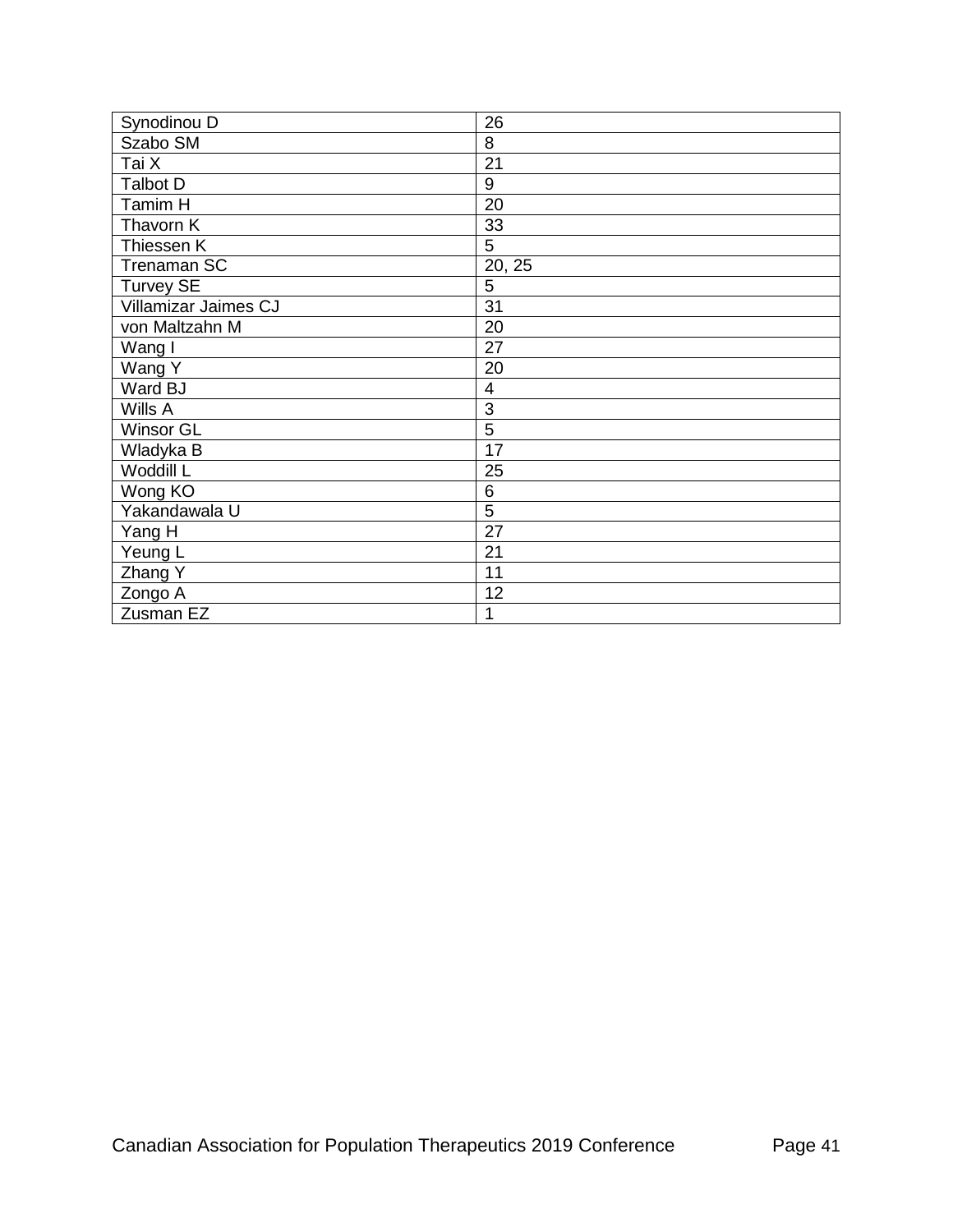| | |
|---|---|
| Synodinou D | 26 |
| Szabo SM | 8 |
| Tai X | 21 |
| Talbot D | 9 |
| Tamim H | 20 |
| Thavorn K | 33 |
| Thiessen K | 5 |
| Trenaman SC | 20, 25 |
| Turvey SE | 5 |
| Villamizar Jaimes CJ | 31 |
| von Maltzahn M | 20 |
| Wang I | 27 |
| Wang Y | 20 |
| Ward BJ | 4 |
| Wills A | 3 |
| Winsor GL | 5 |
| Wladyka B | 17 |
| Woddill L | 25 |
| Wong KO | 6 |
| Yakandawala U | 5 |
| Yang H | 27 |
| Yeung L | 21 |
| Zhang Y | 11 |
| Zongo A | 12 |
| Zusman EZ | 1 |